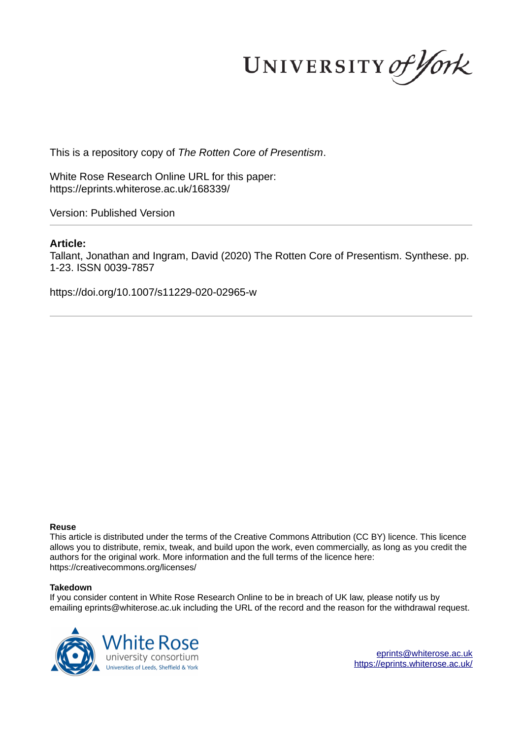UNIVERSITY of York

This is a repository copy of *The Rotten Core of Presentism*.

White Rose Research Online URL for this paper:
https://eprints.whiterose.ac.uk/168339/

Version: Published Version

---

**Article:**

Tallant, Jonathan and Ingram, David (2020) The Rotten Core of Presentism. Synthese. pp. 1-23. ISSN 0039-7857

https://doi.org/10.1007/s11229-020-02965-w

---

**Reuse**

This article is distributed under the terms of the Creative Commons Attribution (CC BY) licence. This licence allows you to distribute, remix, tweak, and build upon the work, even commercially, as long as you credit the authors for the original work. More information and the full terms of the licence here: https://creativecommons.org/licenses/

**Takedown**

If you consider content in White Rose Research Online to be in breach of UK law, please notify us by emailing eprints@whiterose.ac.uk including the URL of the record and the reason for the withdrawal request.

White Rose university consortium
Universities of Leeds, Sheffield & York

eprints@whiterose.ac.uk
https://eprints.whiterose.ac.uk/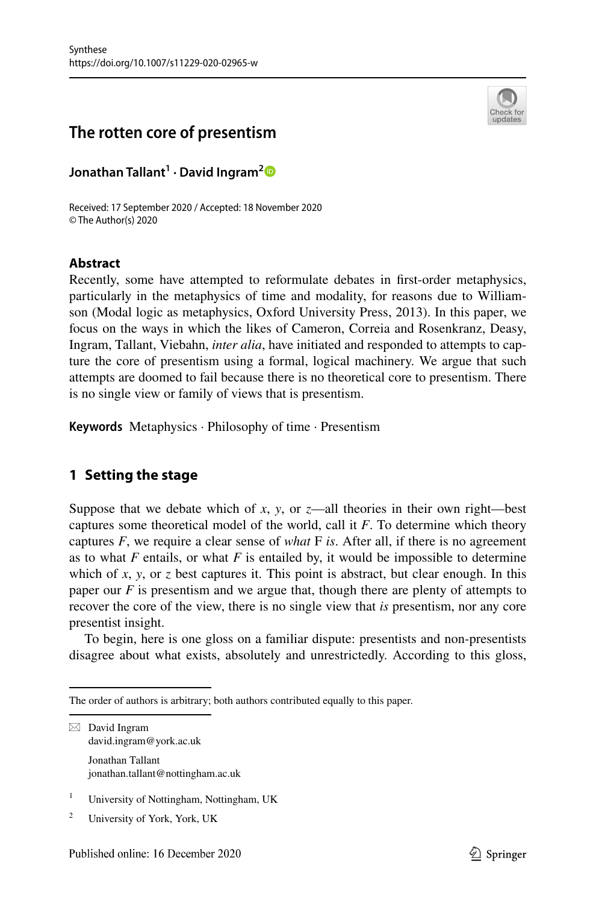# The rotten core of presentism

**Jonathan Tallant[1] · David Ingram[2]**

Received: 17 September 2020 / Accepted: 18 November 2020
© The Author(s) 2020

## Abstract

Recently, some have attempted to reformulate debates in first-order metaphysics, particularly in the metaphysics of time and modality, for reasons due to Williamson (Modal logic as metaphysics, Oxford University Press, 2013). In this paper, we focus on the ways in which the likes of Cameron, Correia and Rosenkranz, Deasy, Ingram, Tallant, Viebahn, *inter alia*, have initiated and responded to attempts to capture the core of presentism using a formal, logical machinery. We argue that such attempts are doomed to fail because there is no theoretical core to presentism. There is no single view or family of views that is presentism.

**Keywords** Metaphysics · Philosophy of time · Presentism

## 1 Setting the stage

Suppose that we debate which of *x*, *y*, or *z*—all theories in their own right—best captures some theoretical model of the world, call it *F*. To determine which theory captures *F*, we require a clear sense of *what* F *is*. After all, if there is no agreement as to what *F* entails, or what *F* is entailed by, it would be impossible to determine which of *x*, *y*, or *z* best captures it. This point is abstract, but clear enough. In this paper our *F* is presentism and we argue that, though there are plenty of attempts to recover the core of the view, there is no single view that *is* presentism, nor any core presentist insight.

To begin, here is one gloss on a familiar dispute: presentists and non-presentists disagree about what exists, absolutely and unrestrictedly. According to this gloss,

---

The order of authors is arbitrary; both authors contributed equally to this paper.

David Ingram
david.ingram@york.ac.uk

Jonathan Tallant
jonathan.tallant@nottingham.ac.uk

[1] University of Nottingham, Nottingham, UK

[2] University of York, York, UK

Published online: 16 December 2020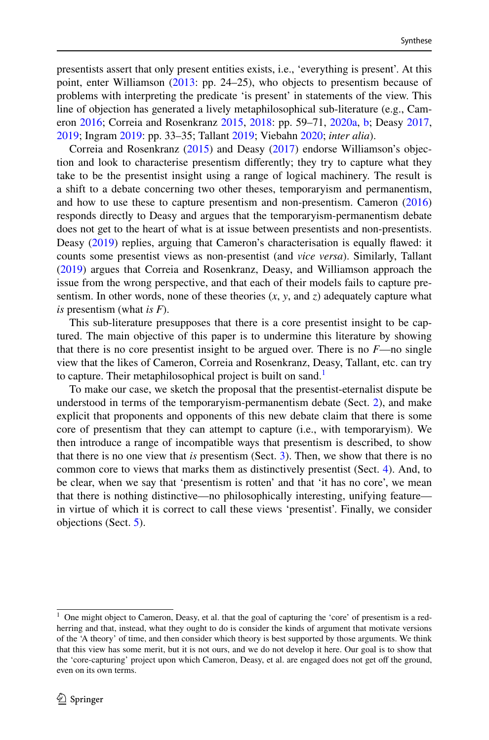presentists assert that only present entities exists, i.e., 'everything is present'. At this point, enter Williamson (2013: pp. 24–25), who objects to presentism because of problems with interpreting the predicate 'is present' in statements of the view. This line of objection has generated a lively metaphilosophical sub-literature (e.g., Cameron 2016; Correia and Rosenkranz 2015, 2018: pp. 59–71, 2020a, b; Deasy 2017, 2019; Ingram 2019: pp. 33–35; Tallant 2019; Viebahn 2020; *inter alia*).

Correia and Rosenkranz (2015) and Deasy (2017) endorse Williamson's objection and look to characterise presentism differently; they try to capture what they take to be the presentist insight using a range of logical machinery. The result is a shift to a debate concerning two other theses, temporaryism and permanentism, and how to use these to capture presentism and non-presentism. Cameron (2016) responds directly to Deasy and argues that the temporaryism-permanentism debate does not get to the heart of what is at issue between presentists and non-presentists. Deasy (2019) replies, arguing that Cameron's characterisation is equally flawed: it counts some presentist views as non-presentist (and *vice versa*). Similarly, Tallant (2019) argues that Correia and Rosenkranz, Deasy, and Williamson approach the issue from the wrong perspective, and that each of their models fails to capture presentism. In other words, none of these theories ($x$, $y$, and $z$) adequately capture what *is* presentism (what *is* $F$).

This sub-literature presupposes that there is a core presentist insight to be captured. The main objective of this paper is to undermine this literature by showing that there is no core presentist insight to be argued over. There is no $F$—no single view that the likes of Cameron, Correia and Rosenkranz, Deasy, Tallant, etc. can try to capture. Their metaphilosophical project is built on sand.[1]

To make our case, we sketch the proposal that the presentist-eternalist dispute be understood in terms of the temporaryism-permanentism debate (Sect. 2), and make explicit that proponents and opponents of this new debate claim that there is some core of presentism that they can attempt to capture (i.e., with temporaryism). We then introduce a range of incompatible ways that presentism is described, to show that there is no one view that *is* presentism (Sect. 3). Then, we show that there is no common core to views that marks them as distinctively presentist (Sect. 4). And, to be clear, when we say that 'presentism is rotten' and that 'it has no core', we mean that there is nothing distinctive—no philosophically interesting, unifying feature—in virtue of which it is correct to call these views 'presentist'. Finally, we consider objections (Sect. 5).

[1] One might object to Cameron, Deasy, et al. that the goal of capturing the 'core' of presentism is a red-herring and that, instead, what they ought to do is consider the kinds of argument that motivate versions of the 'A theory' of time, and then consider which theory is best supported by those arguments. We think that this view has some merit, but it is not ours, and we do not develop it here. Our goal is to show that the 'core-capturing' project upon which Cameron, Deasy, et al. are engaged does not get off the ground, even on its own terms.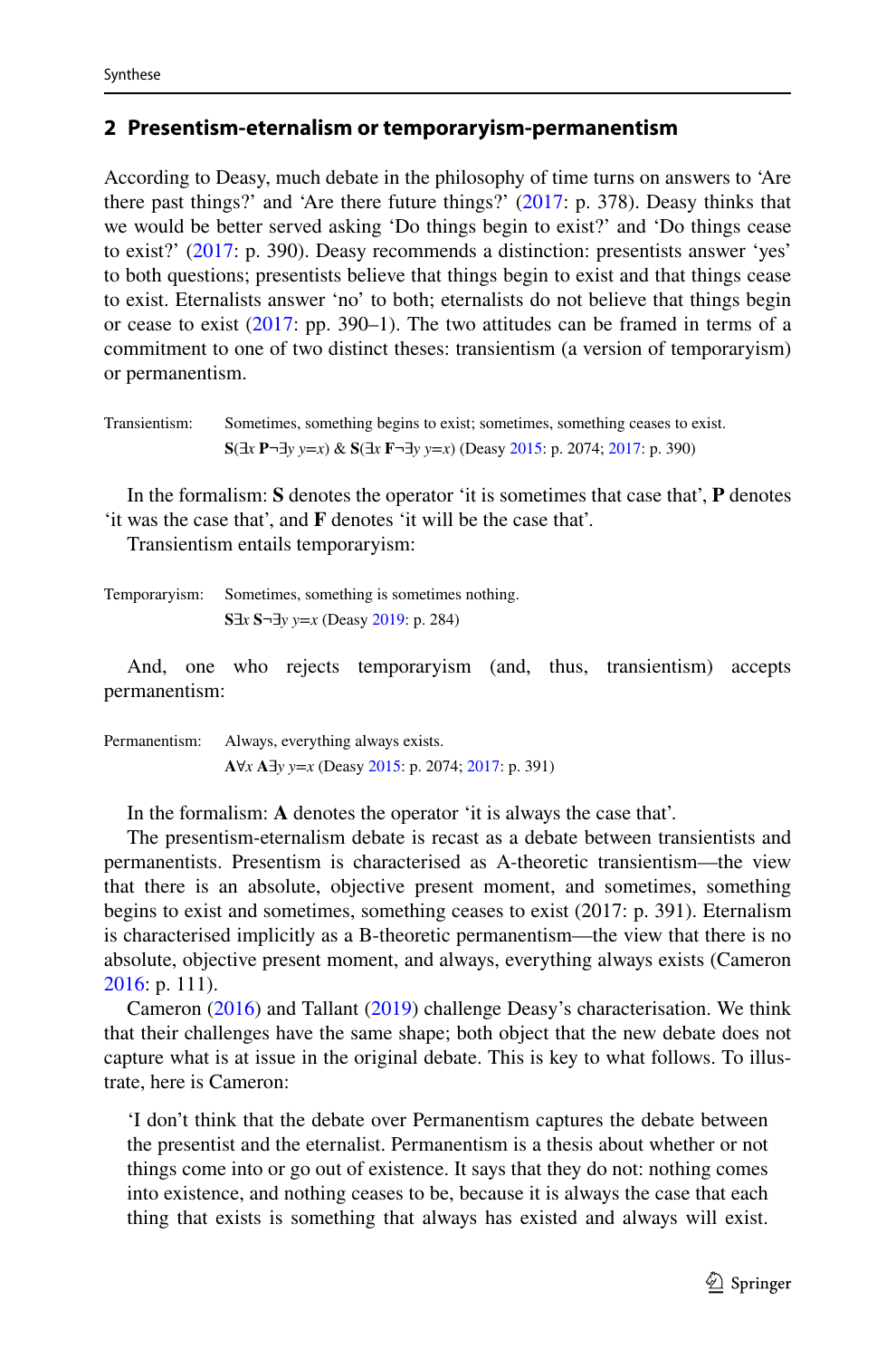## 2 Presentism-eternalism or temporaryism-permanentism

According to Deasy, much debate in the philosophy of time turns on answers to ‘Are there past things?’ and ‘Are there future things?’ (2017: p. 378). Deasy thinks that we would be better served asking ‘Do things begin to exist?’ and ‘Do things cease to exist?’ (2017: p. 390). Deasy recommends a distinction: presentists answer ‘yes’ to both questions; presentists believe that things begin to exist and that things cease to exist. Eternalists answer ‘no’ to both; eternalists do not believe that things begin or cease to exist (2017: pp. 390–1). The two attitudes can be framed in terms of a commitment to one of two distinct theses: transientism (a version of temporaryism) or permanentism.

Transientism: Sometimes, something begins to exist; sometimes, something ceases to exist.
$\mathbf{S}(\exists x\, \mathbf{P}\neg\exists y\; y{=}x)$ & $\mathbf{S}(\exists x\, \mathbf{F}\neg\exists y\; y{=}x)$ (Deasy 2015: p. 2074; 2017: p. 390)

In the formalism: **S** denotes the operator ‘it is sometimes that case that’, **P** denotes ‘it was the case that’, and **F** denotes ‘it will be the case that’.

Transientism entails temporaryism:

Temporaryism: Sometimes, something is sometimes nothing.
$\mathbf{S}\exists x\, \mathbf{S}\neg\exists y\; y{=}x$ (Deasy 2019: p. 284)

And, one who rejects temporaryism (and, thus, transientism) accepts permanentism:

Permanentism: Always, everything always exists.
$\mathbf{A}\forall x\, \mathbf{A}\exists y\; y{=}x$ (Deasy 2015: p. 2074; 2017: p. 391)

In the formalism: **A** denotes the operator ‘it is always the case that’.

The presentism-eternalism debate is recast as a debate between transientists and permanentists. Presentism is characterised as A-theoretic transientism—the view that there is an absolute, objective present moment, and sometimes, something begins to exist and sometimes, something ceases to exist (2017: p. 391). Eternalism is characterised implicitly as a B-theoretic permanentism—the view that there is no absolute, objective present moment, and always, everything always exists (Cameron 2016: p. 111).

Cameron (2016) and Tallant (2019) challenge Deasy’s characterisation. We think that their challenges have the same shape; both object that the new debate does not capture what is at issue in the original debate. This is key to what follows. To illustrate, here is Cameron:

> ‘I don’t think that the debate over Permanentism captures the debate between the presentist and the eternalist. Permanentism is a thesis about whether or not things come into or go out of existence. It says that they do not: nothing comes into existence, and nothing ceases to be, because it is always the case that each thing that exists is something that always has existed and always will exist.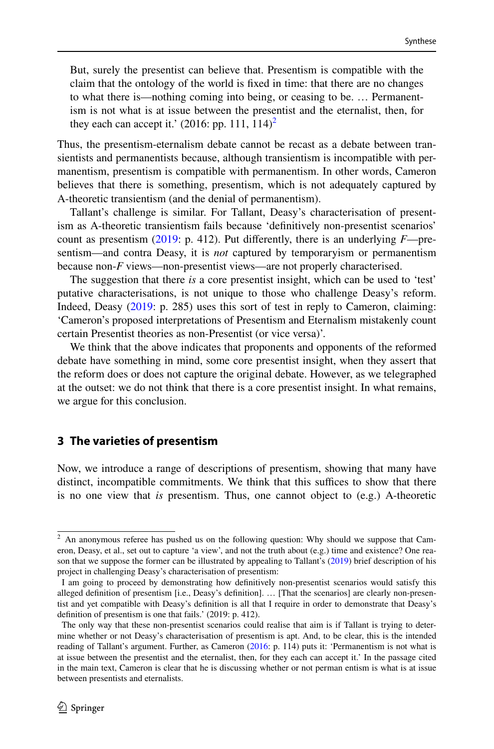> But, surely the presentist can believe that. Presentism is compatible with the claim that the ontology of the world is fixed in time: that there are no changes to what there is—nothing coming into being, or ceasing to be. … Permanentism is not what is at issue between the presentist and the eternalist, then, for they each can accept it.' (2016: pp. 111, 114)[2]

Thus, the presentism-eternalism debate cannot be recast as a debate between transientists and permanentists because, although transientism is incompatible with permanentism, presentism is compatible with permanentism. In other words, Cameron believes that there is something, presentism, which is not adequately captured by A-theoretic transientism (and the denial of permanentism).

Tallant's challenge is similar. For Tallant, Deasy's characterisation of presentism as A-theoretic transientism fails because 'definitively non-presentist scenarios' count as presentism (2019: p. 412). Put differently, there is an underlying *F*—presentism—and contra Deasy, it is *not* captured by temporaryism or permanentism because non-*F* views—non-presentist views—are not properly characterised.

The suggestion that there *is* a core presentist insight, which can be used to 'test' putative characterisations, is not unique to those who challenge Deasy's reform. Indeed, Deasy (2019: p. 285) uses this sort of test in reply to Cameron, claiming: 'Cameron's proposed interpretations of Presentism and Eternalism mistakenly count certain Presentist theories as non-Presentist (or vice versa)'.

We think that the above indicates that proponents and opponents of the reformed debate have something in mind, some core presentist insight, when they assert that the reform does or does not capture the original debate. However, as we telegraphed at the outset: we do not think that there is a core presentist insight. In what remains, we argue for this conclusion.

## 3 The varieties of presentism

Now, we introduce a range of descriptions of presentism, showing that many have distinct, incompatible commitments. We think that this suffices to show that there is no one view that *is* presentism. Thus, one cannot object to (e.g.) A-theoretic

---

[2] An anonymous referee has pushed us on the following question: Why should we suppose that Cameron, Deasy, et al., set out to capture 'a view', and not the truth about (e.g.) time and existence? One reason that we suppose the former can be illustrated by appealing to Tallant's (2019) brief description of his project in challenging Deasy's characterisation of presentism:

I am going to proceed by demonstrating how definitively non-presentist scenarios would satisfy this alleged definition of presentism [i.e., Deasy's definition]. … [That the scenarios] are clearly non-presentist and yet compatible with Deasy's definition is all that I require in order to demonstrate that Deasy's definition of presentism is one that fails.' (2019: p. 412).

The only way that these non-presentist scenarios could realise that aim is if Tallant is trying to determine whether or not Deasy's characterisation of presentism is apt. And, to be clear, this is the intended reading of Tallant's argument. Further, as Cameron (2016: p. 114) puts it: 'Permanentism is not what is at issue between the presentist and the eternalist, then, for they each can accept it.' In the passage cited in the main text, Cameron is clear that he is discussing whether or not perman entism is what is at issue between presentists and eternalists.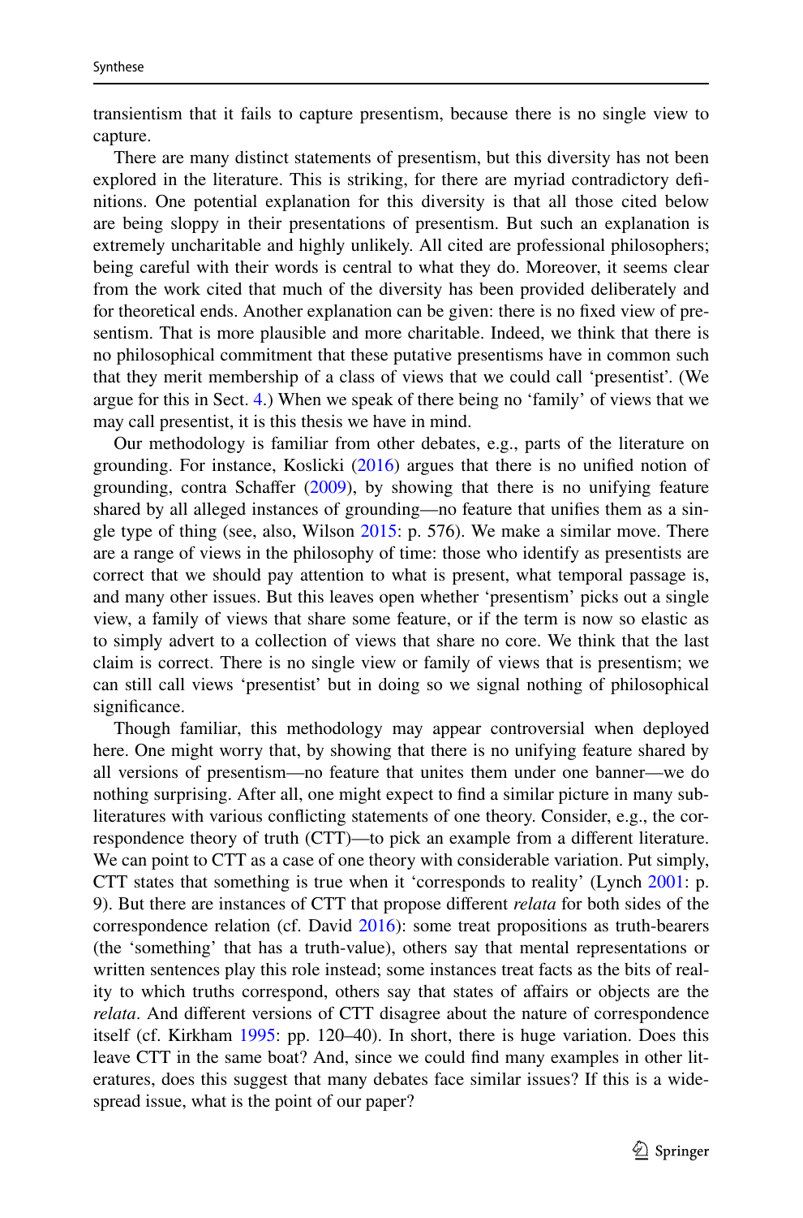transientism that it fails to capture presentism, because there is no single view to capture.

There are many distinct statements of presentism, but this diversity has not been explored in the literature. This is striking, for there are myriad contradictory definitions. One potential explanation for this diversity is that all those cited below are being sloppy in their presentations of presentism. But such an explanation is extremely uncharitable and highly unlikely. All cited are professional philosophers; being careful with their words is central to what they do. Moreover, it seems clear from the work cited that much of the diversity has been provided deliberately and for theoretical ends. Another explanation can be given: there is no fixed view of presentism. That is more plausible and more charitable. Indeed, we think that there is no philosophical commitment that these putative presentisms have in common such that they merit membership of a class of views that we could call 'presentist'. (We argue for this in Sect. 4.) When we speak of there being no 'family' of views that we may call presentist, it is this thesis we have in mind.

Our methodology is familiar from other debates, e.g., parts of the literature on grounding. For instance, Koslicki (2016) argues that there is no unified notion of grounding, contra Schaffer (2009), by showing that there is no unifying feature shared by all alleged instances of grounding—no feature that unifies them as a single type of thing (see, also, Wilson 2015: p. 576). We make a similar move. There are a range of views in the philosophy of time: those who identify as presentists are correct that we should pay attention to what is present, what temporal passage is, and many other issues. But this leaves open whether 'presentism' picks out a single view, a family of views that share some feature, or if the term is now so elastic as to simply advert to a collection of views that share no core. We think that the last claim is correct. There is no single view or family of views that is presentism; we can still call views 'presentist' but in doing so we signal nothing of philosophical significance.

Though familiar, this methodology may appear controversial when deployed here. One might worry that, by showing that there is no unifying feature shared by all versions of presentism—no feature that unites them under one banner—we do nothing surprising. After all, one might expect to find a similar picture in many sub-literatures with various conflicting statements of one theory. Consider, e.g., the correspondence theory of truth (CTT)—to pick an example from a different literature. We can point to CTT as a case of one theory with considerable variation. Put simply, CTT states that something is true when it 'corresponds to reality' (Lynch 2001: p. 9). But there are instances of CTT that propose different *relata* for both sides of the correspondence relation (cf. David 2016): some treat propositions as truth-bearers (the 'something' that has a truth-value), others say that mental representations or written sentences play this role instead; some instances treat facts as the bits of reality to which truths correspond, others say that states of affairs or objects are the *relata*. And different versions of CTT disagree about the nature of correspondence itself (cf. Kirkham 1995: pp. 120–40). In short, there is huge variation. Does this leave CTT in the same boat? And, since we could find many examples in other literatures, does this suggest that many debates face similar issues? If this is a widespread issue, what is the point of our paper?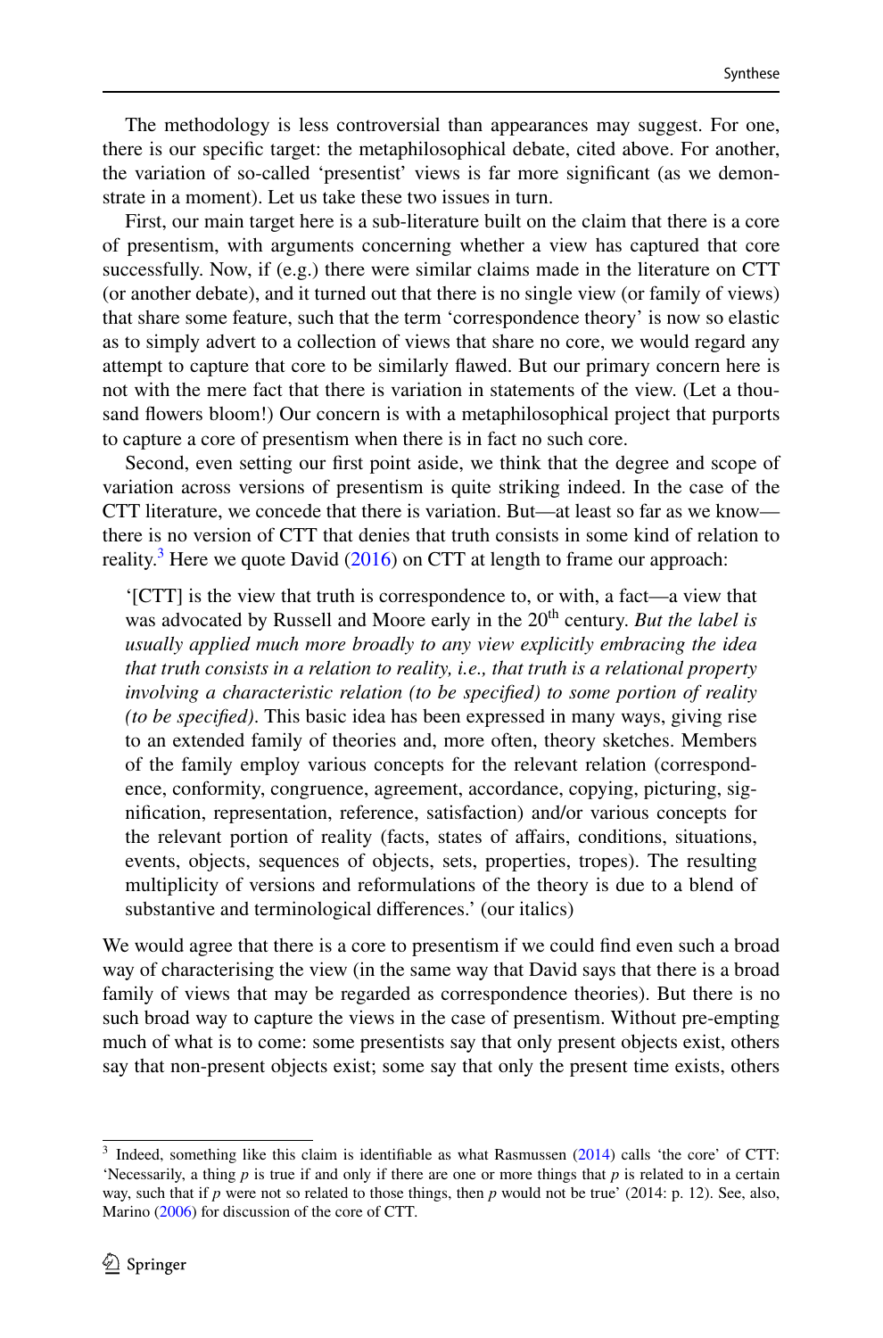The methodology is less controversial than appearances may suggest. For one, there is our specific target: the metaphilosophical debate, cited above. For another, the variation of so-called 'presentist' views is far more significant (as we demonstrate in a moment). Let us take these two issues in turn.

First, our main target here is a sub-literature built on the claim that there is a core of presentism, with arguments concerning whether a view has captured that core successfully. Now, if (e.g.) there were similar claims made in the literature on CTT (or another debate), and it turned out that there is no single view (or family of views) that share some feature, such that the term 'correspondence theory' is now so elastic as to simply advert to a collection of views that share no core, we would regard any attempt to capture that core to be similarly flawed. But our primary concern here is not with the mere fact that there is variation in statements of the view. (Let a thousand flowers bloom!) Our concern is with a metaphilosophical project that purports to capture a core of presentism when there is in fact no such core.

Second, even setting our first point aside, we think that the degree and scope of variation across versions of presentism is quite striking indeed. In the case of the CTT literature, we concede that there is variation. But—at least so far as we know—there is no version of CTT that denies that truth consists in some kind of relation to reality.[3] Here we quote David (2016) on CTT at length to frame our approach:

> '[CTT] is the view that truth is correspondence to, or with, a fact—a view that was advocated by Russell and Moore early in the 20th century. *But the label is usually applied much more broadly to any view explicitly embracing the idea that truth consists in a relation to reality, i.e., that truth is a relational property involving a characteristic relation (to be specified) to some portion of reality (to be specified)*. This basic idea has been expressed in many ways, giving rise to an extended family of theories and, more often, theory sketches. Members of the family employ various concepts for the relevant relation (correspondence, conformity, congruence, agreement, accordance, copying, picturing, signification, representation, reference, satisfaction) and/or various concepts for the relevant portion of reality (facts, states of affairs, conditions, situations, events, objects, sequences of objects, sets, properties, tropes). The resulting multiplicity of versions and reformulations of the theory is due to a blend of substantive and terminological differences.' (our italics)

We would agree that there is a core to presentism if we could find even such a broad way of characterising the view (in the same way that David says that there is a broad family of views that may be regarded as correspondence theories). But there is no such broad way to capture the views in the case of presentism. Without pre-empting much of what is to come: some presentists say that only present objects exist, others say that non-present objects exist; some say that only the present time exists, others

---

[3] Indeed, something like this claim is identifiable as what Rasmussen (2014) calls 'the core' of CTT: 'Necessarily, a thing *p* is true if and only if there are one or more things that *p* is related to in a certain way, such that if *p* were not so related to those things, then *p* would not be true' (2014: p. 12). See, also, Marino (2006) for discussion of the core of CTT.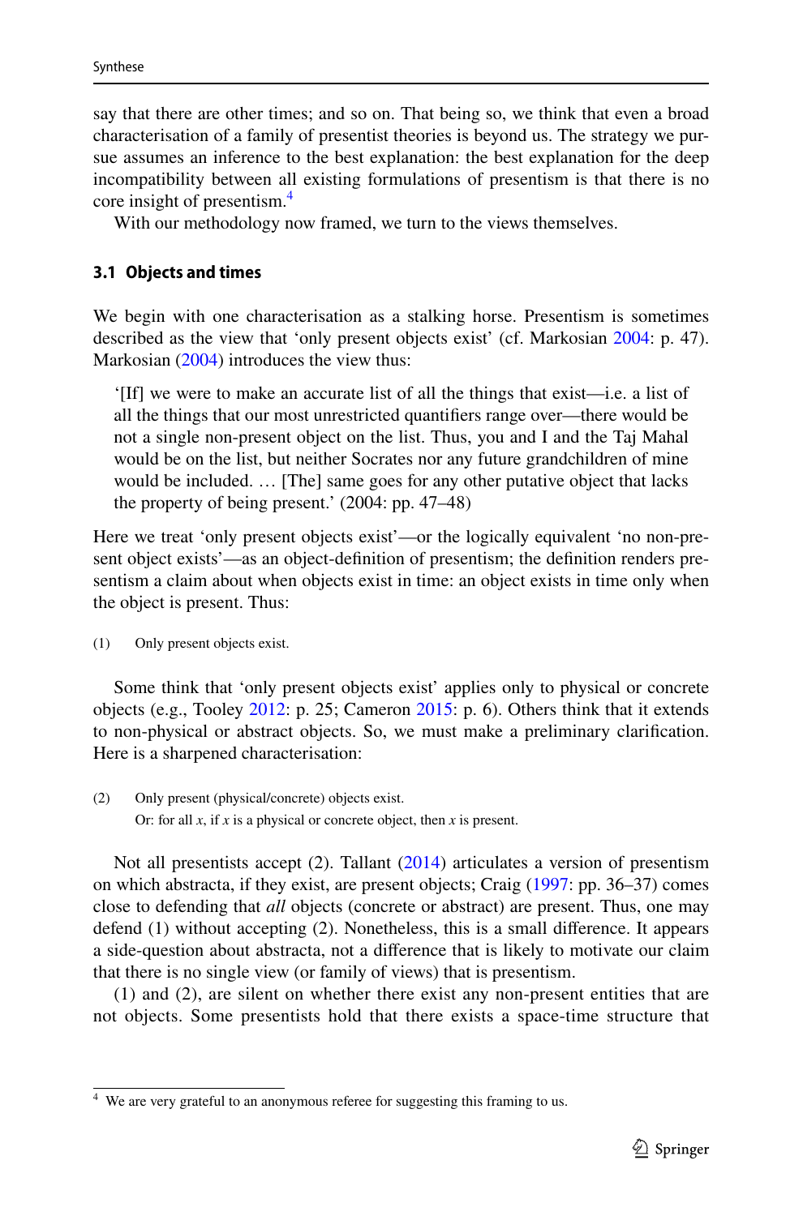say that there are other times; and so on. That being so, we think that even a broad characterisation of a family of presentist theories is beyond us. The strategy we pursue assumes an inference to the best explanation: the best explanation for the deep incompatibility between all existing formulations of presentism is that there is no core insight of presentism.[4]

With our methodology now framed, we turn to the views themselves.

### 3.1 Objects and times

We begin with one characterisation as a stalking horse. Presentism is sometimes described as the view that 'only present objects exist' (cf. Markosian 2004: p. 47). Markosian (2004) introduces the view thus:

> '[If] we were to make an accurate list of all the things that exist—i.e. a list of all the things that our most unrestricted quantifiers range over—there would be not a single non-present object on the list. Thus, you and I and the Taj Mahal would be on the list, but neither Socrates nor any future grandchildren of mine would be included. … [The] same goes for any other putative object that lacks the property of being present.' (2004: pp. 47–48)

Here we treat 'only present objects exist'—or the logically equivalent 'no non-present object exists'—as an object-definition of presentism; the definition renders presentism a claim about when objects exist in time: an object exists in time only when the object is present. Thus:

(1) Only present objects exist.

Some think that 'only present objects exist' applies only to physical or concrete objects (e.g., Tooley 2012: p. 25; Cameron 2015: p. 6). Others think that it extends to non-physical or abstract objects. So, we must make a preliminary clarification. Here is a sharpened characterisation:

(2) Only present (physical/concrete) objects exist.
Or: for all *x*, if *x* is a physical or concrete object, then *x* is present.

Not all presentists accept (2). Tallant (2014) articulates a version of presentism on which abstracta, if they exist, are present objects; Craig (1997: pp. 36–37) comes close to defending that *all* objects (concrete or abstract) are present. Thus, one may defend (1) without accepting (2). Nonetheless, this is a small difference. It appears a side-question about abstracta, not a difference that is likely to motivate our claim that there is no single view (or family of views) that is presentism.

(1) and (2), are silent on whether there exist any non-present entities that are not objects. Some presentists hold that there exists a space-time structure that

[4] We are very grateful to an anonymous referee for suggesting this framing to us.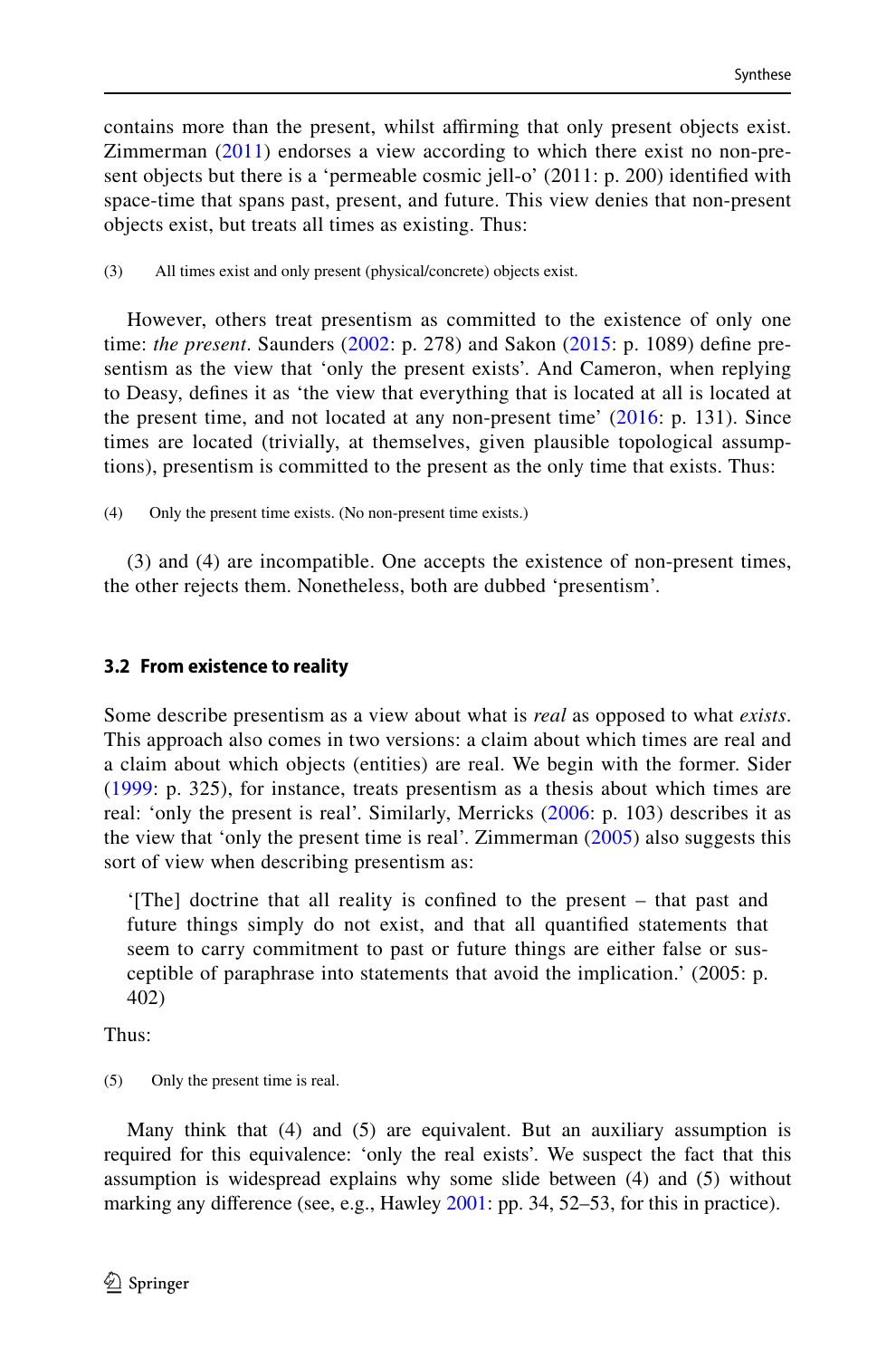contains more than the present, whilst affirming that only present objects exist. Zimmerman (2011) endorses a view according to which there exist no non-present objects but there is a 'permeable cosmic jell-o' (2011: p. 200) identified with space-time that spans past, present, and future. This view denies that non-present objects exist, but treats all times as existing. Thus:

(3) All times exist and only present (physical/concrete) objects exist.

However, others treat presentism as committed to the existence of only one time: *the present*. Saunders (2002: p. 278) and Sakon (2015: p. 1089) define presentism as the view that 'only the present exists'. And Cameron, when replying to Deasy, defines it as 'the view that everything that is located at all is located at the present time, and not located at any non-present time' (2016: p. 131). Since times are located (trivially, at themselves, given plausible topological assumptions), presentism is committed to the present as the only time that exists. Thus:

(4) Only the present time exists. (No non-present time exists.)

(3) and (4) are incompatible. One accepts the existence of non-present times, the other rejects them. Nonetheless, both are dubbed 'presentism'.

### 3.2 From existence to reality

Some describe presentism as a view about what is *real* as opposed to what *exists*. This approach also comes in two versions: a claim about which times are real and a claim about which objects (entities) are real. We begin with the former. Sider (1999: p. 325), for instance, treats presentism as a thesis about which times are real: 'only the present is real'. Similarly, Merricks (2006: p. 103) describes it as the view that 'only the present time is real'. Zimmerman (2005) also suggests this sort of view when describing presentism as:

> '[The] doctrine that all reality is confined to the present – that past and future things simply do not exist, and that all quantified statements that seem to carry commitment to past or future things are either false or susceptible of paraphrase into statements that avoid the implication.' (2005: p. 402)

Thus:

(5) Only the present time is real.

Many think that (4) and (5) are equivalent. But an auxiliary assumption is required for this equivalence: 'only the real exists'. We suspect the fact that this assumption is widespread explains why some slide between (4) and (5) without marking any difference (see, e.g., Hawley 2001: pp. 34, 52–53, for this in practice).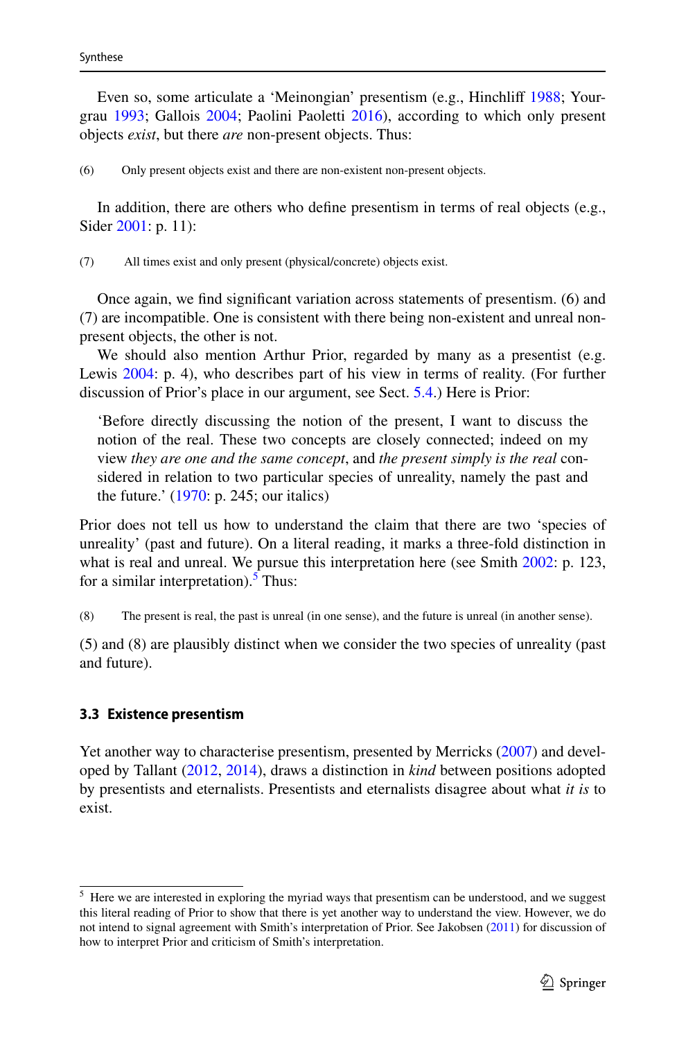Even so, some articulate a 'Meinongian' presentism (e.g., Hinchliff 1988; Yourgrau 1993; Gallois 2004; Paolini Paoletti 2016), according to which only present objects *exist*, but there *are* non-present objects. Thus:

(6) Only present objects exist and there are non-existent non-present objects.

In addition, there are others who define presentism in terms of real objects (e.g., Sider 2001: p. 11):

(7) All times exist and only present (physical/concrete) objects exist.

Once again, we find significant variation across statements of presentism. (6) and (7) are incompatible. One is consistent with there being non-existent and unreal non-present objects, the other is not.

We should also mention Arthur Prior, regarded by many as a presentist (e.g. Lewis 2004: p. 4), who describes part of his view in terms of reality. (For further discussion of Prior's place in our argument, see Sect. 5.4.) Here is Prior:

> 'Before directly discussing the notion of the present, I want to discuss the notion of the real. These two concepts are closely connected; indeed on my view *they are one and the same concept*, and *the present simply is the real* considered in relation to two particular species of unreality, namely the past and the future.' (1970: p. 245; our italics)

Prior does not tell us how to understand the claim that there are two 'species of unreality' (past and future). On a literal reading, it marks a three-fold distinction in what is real and unreal. We pursue this interpretation here (see Smith 2002: p. 123, for a similar interpretation).[5] Thus:

(8) The present is real, the past is unreal (in one sense), and the future is unreal (in another sense).

(5) and (8) are plausibly distinct when we consider the two species of unreality (past and future).

### 3.3 Existence presentism

Yet another way to characterise presentism, presented by Merricks (2007) and developed by Tallant (2012, 2014), draws a distinction in *kind* between positions adopted by presentists and eternalists. Presentists and eternalists disagree about what *it is* to exist.

---

[5] Here we are interested in exploring the myriad ways that presentism can be understood, and we suggest this literal reading of Prior to show that there is yet another way to understand the view. However, we do not intend to signal agreement with Smith's interpretation of Prior. See Jakobsen (2011) for discussion of how to interpret Prior and criticism of Smith's interpretation.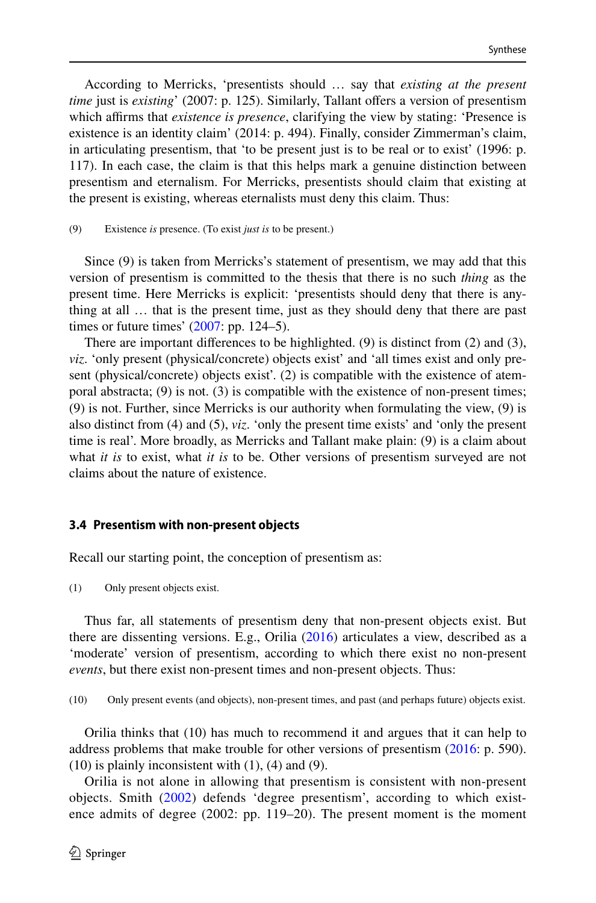According to Merricks, 'presentists should … say that *existing at the present time* just is *existing*' (2007: p. 125). Similarly, Tallant offers a version of presentism which affirms that *existence is presence*, clarifying the view by stating: 'Presence is existence is an identity claim' (2014: p. 494). Finally, consider Zimmerman's claim, in articulating presentism, that 'to be present just is to be real or to exist' (1996: p. 117). In each case, the claim is that this helps mark a genuine distinction between presentism and eternalism. For Merricks, presentists should claim that existing at the present is existing, whereas eternalists must deny this claim. Thus:

(9) Existence *is* presence. (To exist *just is* to be present.)

Since (9) is taken from Merricks's statement of presentism, we may add that this version of presentism is committed to the thesis that there is no such *thing* as the present time. Here Merricks is explicit: 'presentists should deny that there is anything at all … that is the present time, just as they should deny that there are past times or future times' (2007: pp. 124–5).

There are important differences to be highlighted. (9) is distinct from (2) and (3), *viz*. 'only present (physical/concrete) objects exist' and 'all times exist and only present (physical/concrete) objects exist'. (2) is compatible with the existence of atemporal abstracta; (9) is not. (3) is compatible with the existence of non-present times; (9) is not. Further, since Merricks is our authority when formulating the view, (9) is also distinct from (4) and (5), *viz*. 'only the present time exists' and 'only the present time is real'. More broadly, as Merricks and Tallant make plain: (9) is a claim about what *it is* to exist, what *it is* to be. Other versions of presentism surveyed are not claims about the nature of existence.

### 3.4 Presentism with non-present objects

Recall our starting point, the conception of presentism as:

(1) Only present objects exist.

Thus far, all statements of presentism deny that non-present objects exist. But there are dissenting versions. E.g., Orilia (2016) articulates a view, described as a 'moderate' version of presentism, according to which there exist no non-present *events*, but there exist non-present times and non-present objects. Thus:

(10) Only present events (and objects), non-present times, and past (and perhaps future) objects exist.

Orilia thinks that (10) has much to recommend it and argues that it can help to address problems that make trouble for other versions of presentism (2016: p. 590). (10) is plainly inconsistent with (1), (4) and (9).

Orilia is not alone in allowing that presentism is consistent with non-present objects. Smith (2002) defends 'degree presentism', according to which existence admits of degree (2002: pp. 119–20). The present moment is the moment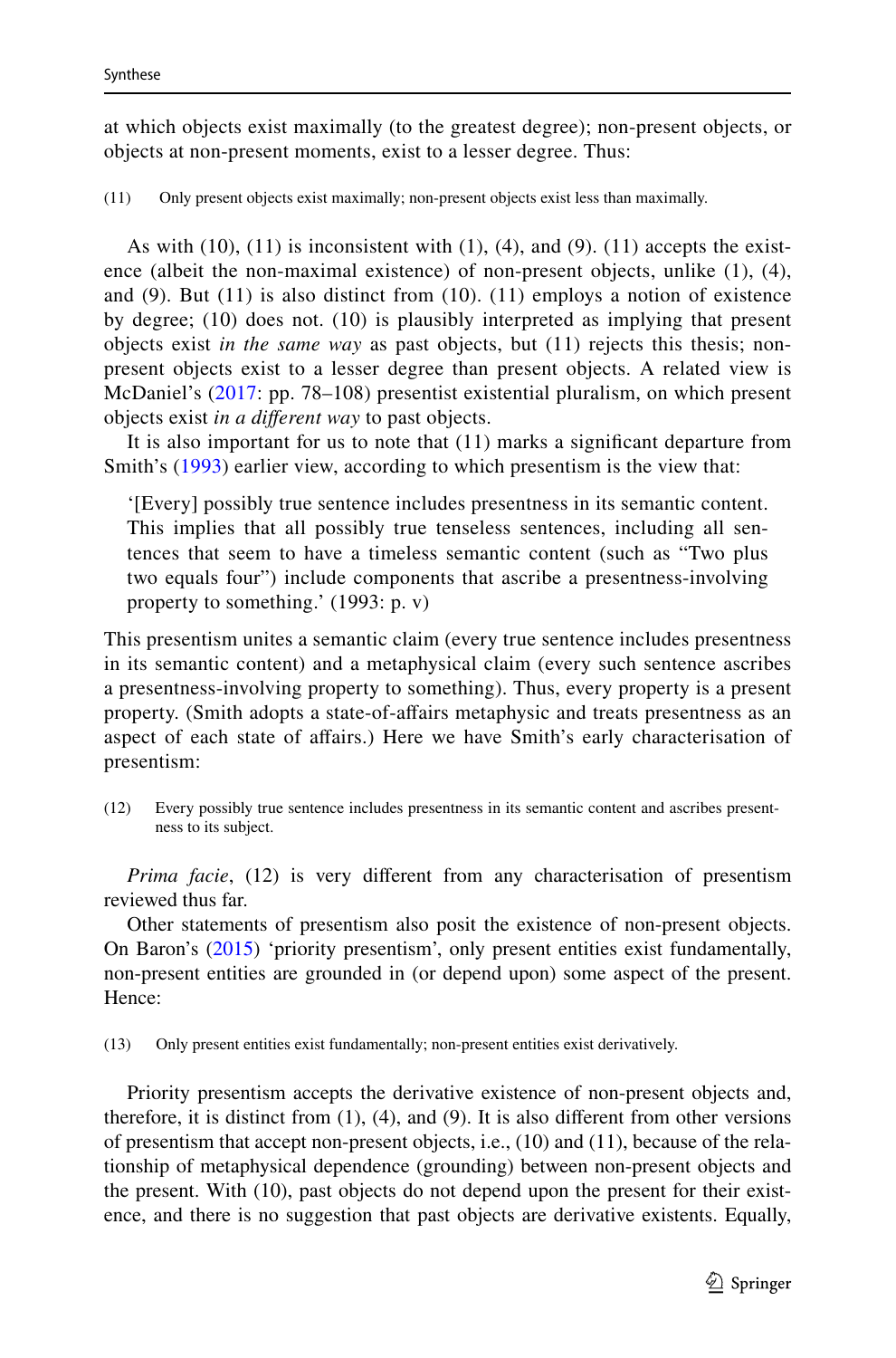at which objects exist maximally (to the greatest degree); non-present objects, or objects at non-present moments, exist to a lesser degree. Thus:

(11) Only present objects exist maximally; non-present objects exist less than maximally.

As with (10), (11) is inconsistent with (1), (4), and (9). (11) accepts the existence (albeit the non-maximal existence) of non-present objects, unlike (1), (4), and (9). But (11) is also distinct from (10). (11) employs a notion of existence by degree; (10) does not. (10) is plausibly interpreted as implying that present objects exist *in the same way* as past objects, but (11) rejects this thesis; non-present objects exist to a lesser degree than present objects. A related view is McDaniel's (2017: pp. 78–108) presentist existential pluralism, on which present objects exist *in a different way* to past objects.

It is also important for us to note that (11) marks a significant departure from Smith's (1993) earlier view, according to which presentism is the view that:

> '[Every] possibly true sentence includes presentness in its semantic content. This implies that all possibly true tenseless sentences, including all sentences that seem to have a timeless semantic content (such as "Two plus two equals four") include components that ascribe a presentness-involving property to something.' (1993: p. v)

This presentism unites a semantic claim (every true sentence includes presentness in its semantic content) and a metaphysical claim (every such sentence ascribes a presentness-involving property to something). Thus, every property is a present property. (Smith adopts a state-of-affairs metaphysic and treats presentness as an aspect of each state of affairs.) Here we have Smith's early characterisation of presentism:

(12) Every possibly true sentence includes presentness in its semantic content and ascribes presentness to its subject.

*Prima facie*, (12) is very different from any characterisation of presentism reviewed thus far.

Other statements of presentism also posit the existence of non-present objects. On Baron's (2015) 'priority presentism', only present entities exist fundamentally, non-present entities are grounded in (or depend upon) some aspect of the present. Hence:

(13) Only present entities exist fundamentally; non-present entities exist derivatively.

Priority presentism accepts the derivative existence of non-present objects and, therefore, it is distinct from (1), (4), and (9). It is also different from other versions of presentism that accept non-present objects, i.e., (10) and (11), because of the relationship of metaphysical dependence (grounding) between non-present objects and the present. With (10), past objects do not depend upon the present for their existence, and there is no suggestion that past objects are derivative existents. Equally,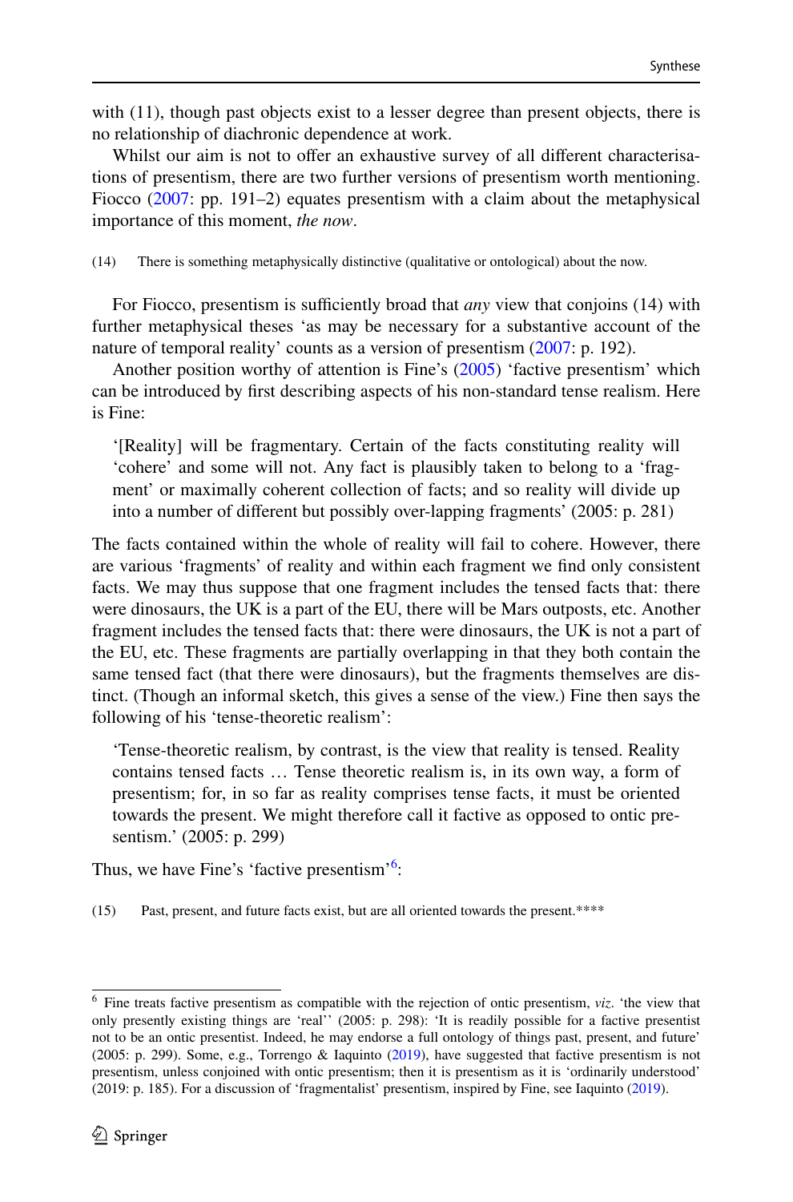with (11), though past objects exist to a lesser degree than present objects, there is no relationship of diachronic dependence at work.

Whilst our aim is not to offer an exhaustive survey of all different characterisations of presentism, there are two further versions of presentism worth mentioning. Fiocco (2007: pp. 191–2) equates presentism with a claim about the metaphysical importance of this moment, *the now*.

(14) There is something metaphysically distinctive (qualitative or ontological) about the now.

For Fiocco, presentism is sufficiently broad that *any* view that conjoins (14) with further metaphysical theses 'as may be necessary for a substantive account of the nature of temporal reality' counts as a version of presentism (2007: p. 192).

Another position worthy of attention is Fine's (2005) 'factive presentism' which can be introduced by first describing aspects of his non-standard tense realism. Here is Fine:

> '[Reality] will be fragmentary. Certain of the facts constituting reality will 'cohere' and some will not. Any fact is plausibly taken to belong to a 'fragment' or maximally coherent collection of facts; and so reality will divide up into a number of different but possibly over-lapping fragments' (2005: p. 281)

The facts contained within the whole of reality will fail to cohere. However, there are various 'fragments' of reality and within each fragment we find only consistent facts. We may thus suppose that one fragment includes the tensed facts that: there were dinosaurs, the UK is a part of the EU, there will be Mars outposts, etc. Another fragment includes the tensed facts that: there were dinosaurs, the UK is not a part of the EU, etc. These fragments are partially overlapping in that they both contain the same tensed fact (that there were dinosaurs), but the fragments themselves are distinct. (Though an informal sketch, this gives a sense of the view.) Fine then says the following of his 'tense-theoretic realism':

> 'Tense-theoretic realism, by contrast, is the view that reality is tensed. Reality contains tensed facts … Tense theoretic realism is, in its own way, a form of presentism; for, in so far as reality comprises tense facts, it must be oriented towards the present. We might therefore call it factive as opposed to ontic presentism.' (2005: p. 299)

Thus, we have Fine's 'factive presentism'[6]:

(15) Past, present, and future facts exist, but are all oriented towards the present.****

---

[6] Fine treats factive presentism as compatible with the rejection of ontic presentism, *viz.* 'the view that only presently existing things are 'real'' (2005: p. 298): 'It is readily possible for a factive presentist not to be an ontic presentist. Indeed, he may endorse a full ontology of things past, present, and future' (2005: p. 299). Some, e.g., Torrengo & Iaquinto (2019), have suggested that factive presentism is not presentism, unless conjoined with ontic presentism; then it is presentism as it is 'ordinarily understood' (2019: p. 185). For a discussion of 'fragmentalist' presentism, inspired by Fine, see Iaquinto (2019).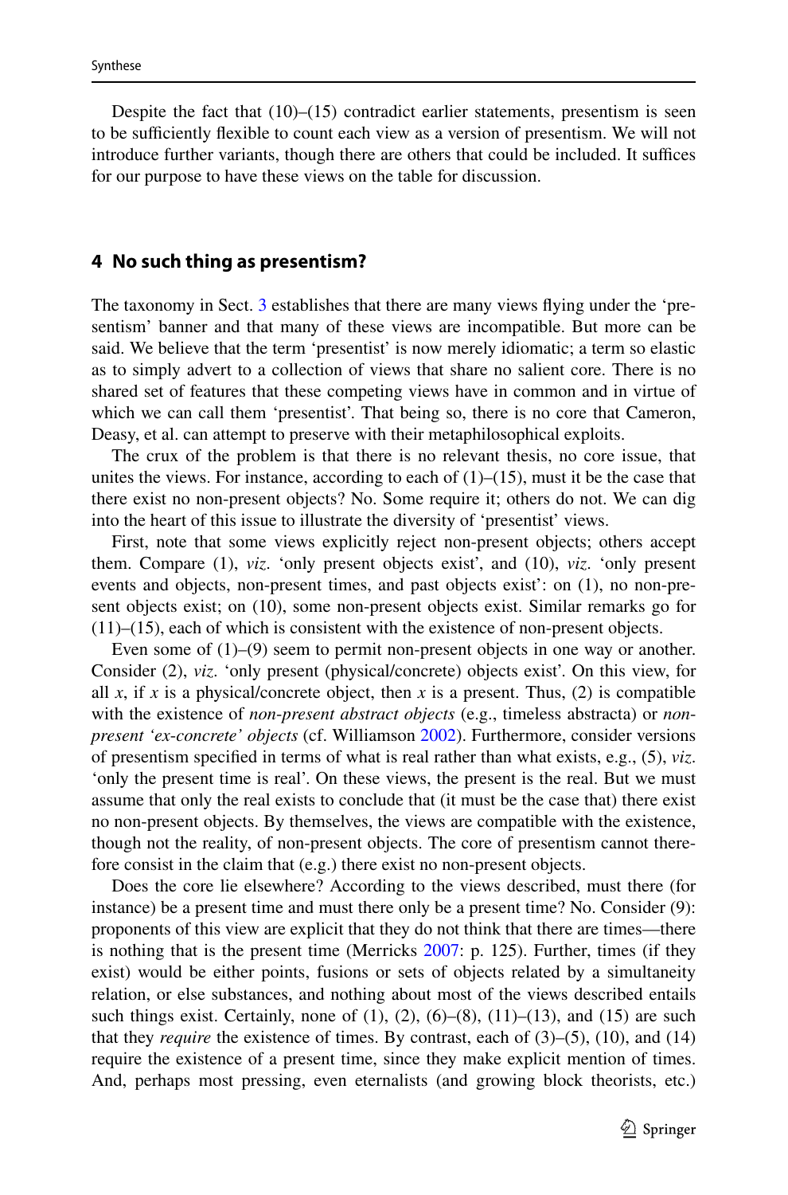Despite the fact that (10)–(15) contradict earlier statements, presentism is seen to be sufficiently flexible to count each view as a version of presentism. We will not introduce further variants, though there are others that could be included. It suffices for our purpose to have these views on the table for discussion.

## 4 No such thing as presentism?

The taxonomy in Sect. 3 establishes that there are many views flying under the 'presentism' banner and that many of these views are incompatible. But more can be said. We believe that the term 'presentist' is now merely idiomatic; a term so elastic as to simply advert to a collection of views that share no salient core. There is no shared set of features that these competing views have in common and in virtue of which we can call them 'presentist'. That being so, there is no core that Cameron, Deasy, et al. can attempt to preserve with their metaphilosophical exploits.

The crux of the problem is that there is no relevant thesis, no core issue, that unites the views. For instance, according to each of (1)–(15), must it be the case that there exist no non-present objects? No. Some require it; others do not. We can dig into the heart of this issue to illustrate the diversity of 'presentist' views.

First, note that some views explicitly reject non-present objects; others accept them. Compare (1), *viz.* 'only present objects exist', and (10), *viz.* 'only present events and objects, non-present times, and past objects exist': on (1), no non-present objects exist; on (10), some non-present objects exist. Similar remarks go for (11)–(15), each of which is consistent with the existence of non-present objects.

Even some of (1)–(9) seem to permit non-present objects in one way or another. Consider (2), *viz.* 'only present (physical/concrete) objects exist'. On this view, for all *x*, if *x* is a physical/concrete object, then *x* is a present. Thus, (2) is compatible with the existence of *non-present abstract objects* (e.g., timeless abstracta) or *non-present 'ex-concrete' objects* (cf. Williamson 2002). Furthermore, consider versions of presentism specified in terms of what is real rather than what exists, e.g., (5), *viz.* 'only the present time is real'. On these views, the present is the real. But we must assume that only the real exists to conclude that (it must be the case that) there exist no non-present objects. By themselves, the views are compatible with the existence, though not the reality, of non-present objects. The core of presentism cannot therefore consist in the claim that (e.g.) there exist no non-present objects.

Does the core lie elsewhere? According to the views described, must there (for instance) be a present time and must there only be a present time? No. Consider (9): proponents of this view are explicit that they do not think that there are times—there is nothing that is the present time (Merricks 2007: p. 125). Further, times (if they exist) would be either points, fusions or sets of objects related by a simultaneity relation, or else substances, and nothing about most of the views described entails such things exist. Certainly, none of (1), (2), (6)–(8), (11)–(13), and (15) are such that they *require* the existence of times. By contrast, each of (3)–(5), (10), and (14) require the existence of a present time, since they make explicit mention of times. And, perhaps most pressing, even eternalists (and growing block theorists, etc.)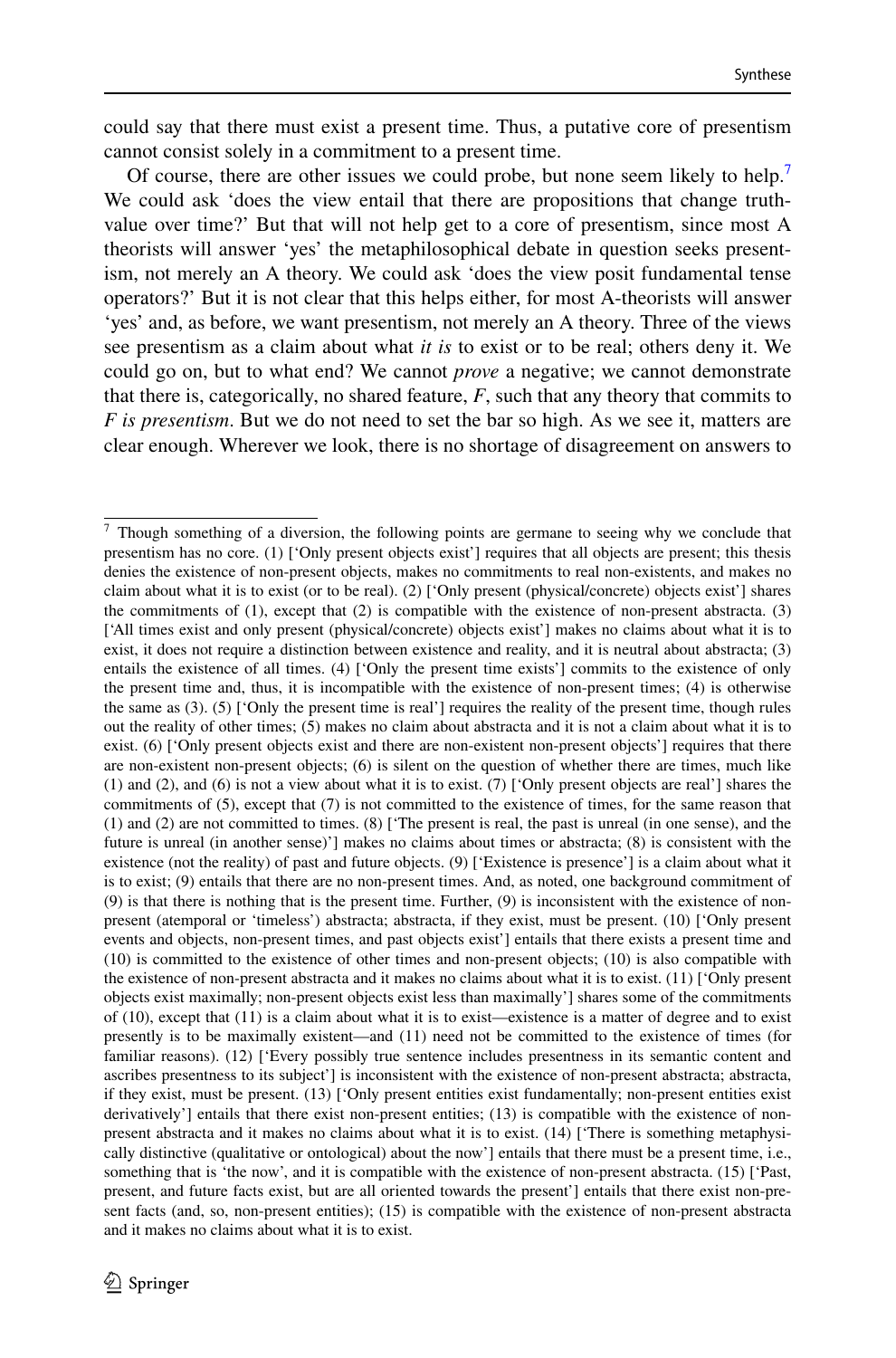could say that there must exist a present time. Thus, a putative core of presentism cannot consist solely in a commitment to a present time.

Of course, there are other issues we could probe, but none seem likely to help.[7] We could ask 'does the view entail that there are propositions that change truth-value over time?' But that will not help get to a core of presentism, since most A theorists will answer 'yes' the metaphilosophical debate in question seeks presentism, not merely an A theory. We could ask 'does the view posit fundamental tense operators?' But it is not clear that this helps either, for most A-theorists will answer 'yes' and, as before, we want presentism, not merely an A theory. Three of the views see presentism as a claim about what *it is* to exist or to be real; others deny it. We could go on, but to what end? We cannot *prove* a negative; we cannot demonstrate that there is, categorically, no shared feature, *F*, such that any theory that commits to *F is presentism*. But we do not need to set the bar so high. As we see it, matters are clear enough. Wherever we look, there is no shortage of disagreement on answers to

---

[7] Though something of a diversion, the following points are germane to seeing why we conclude that presentism has no core. (1) ['Only present objects exist'] requires that all objects are present; this thesis denies the existence of non-present objects, makes no commitments to real non-existents, and makes no claim about what it is to exist (or to be real). (2) ['Only present (physical/concrete) objects exist'] shares the commitments of (1), except that (2) is compatible with the existence of non-present abstracta. (3) ['All times exist and only present (physical/concrete) objects exist'] makes no claims about what it is to exist, it does not require a distinction between existence and reality, and it is neutral about abstracta; (3) entails the existence of all times. (4) ['Only the present time exists'] commits to the existence of only the present time and, thus, it is incompatible with the existence of non-present times; (4) is otherwise the same as (3). (5) ['Only the present time is real'] requires the reality of the present time, though rules out the reality of other times; (5) makes no claim about abstracta and it is not a claim about what it is to exist. (6) ['Only present objects exist and there are non-existent non-present objects'] requires that there are non-existent non-present objects; (6) is silent on the question of whether there are times, much like (1) and (2), and (6) is not a view about what it is to exist. (7) ['Only present objects are real'] shares the commitments of (5), except that (7) is not committed to the existence of times, for the same reason that (1) and (2) are not committed to times. (8) ['The present is real, the past is unreal (in one sense), and the future is unreal (in another sense)'] makes no claims about times or abstracta; (8) is consistent with the existence (not the reality) of past and future objects. (9) ['Existence is presence'] is a claim about what it is to exist; (9) entails that there are no non-present times. And, as noted, one background commitment of (9) is that there is nothing that is the present time. Further, (9) is inconsistent with the existence of non-present (atemporal or 'timeless') abstracta; abstracta, if they exist, must be present. (10) ['Only present events and objects, non-present times, and past objects exist'] entails that there exists a present time and (10) is committed to the existence of other times and non-present objects; (10) is also compatible with the existence of non-present abstracta and it makes no claims about what it is to exist. (11) ['Only present objects exist maximally; non-present objects exist less than maximally'] shares some of the commitments of (10), except that (11) is a claim about what it is to exist—existence is a matter of degree and to exist presently is to be maximally existent—and (11) need not be committed to the existence of times (for familiar reasons). (12) ['Every possibly true sentence includes presentness in its semantic content and ascribes presentness to its subject'] is inconsistent with the existence of non-present abstracta; abstracta, if they exist, must be present. (13) ['Only present entities exist fundamentally; non-present entities exist derivatively'] entails that there exist non-present entities; (13) is compatible with the existence of non-present abstracta and it makes no claims about what it is to exist. (14) ['There is something metaphysically distinctive (qualitative or ontological) about the now'] entails that there must be a present time, i.e., something that is 'the now', and it is compatible with the existence of non-present abstracta. (15) ['Past, present, and future facts exist, but are all oriented towards the present'] entails that there exist non-present facts (and, so, non-present entities); (15) is compatible with the existence of non-present abstracta and it makes no claims about what it is to exist.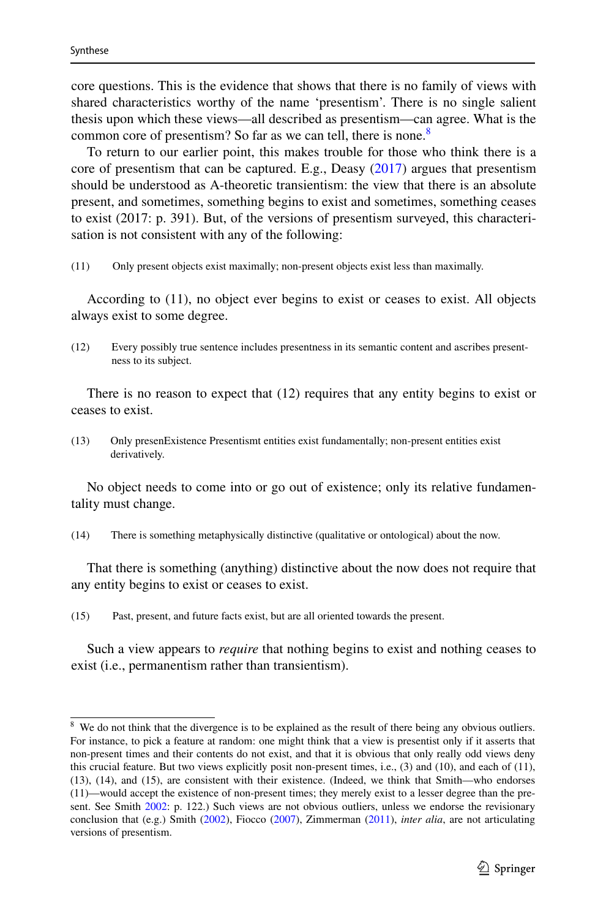core questions. This is the evidence that shows that there is no family of views with shared characteristics worthy of the name 'presentism'. There is no single salient thesis upon which these views—all described as presentism—can agree. What is the common core of presentism? So far as we can tell, there is none.[8]

To return to our earlier point, this makes trouble for those who think there is a core of presentism that can be captured. E.g., Deasy (2017) argues that presentism should be understood as A-theoretic transientism: the view that there is an absolute present, and sometimes, something begins to exist and sometimes, something ceases to exist (2017: p. 391). But, of the versions of presentism surveyed, this characterisation is not consistent with any of the following:

(11) Only present objects exist maximally; non-present objects exist less than maximally.

According to (11), no object ever begins to exist or ceases to exist. All objects always exist to some degree.

(12) Every possibly true sentence includes presentness in its semantic content and ascribes presentness to its subject.

There is no reason to expect that (12) requires that any entity begins to exist or ceases to exist.

(13) Only presenExistence Presentismt entities exist fundamentally; non-present entities exist derivatively.

No object needs to come into or go out of existence; only its relative fundamentality must change.

(14) There is something metaphysically distinctive (qualitative or ontological) about the now.

That there is something (anything) distinctive about the now does not require that any entity begins to exist or ceases to exist.

(15) Past, present, and future facts exist, but are all oriented towards the present.

Such a view appears to *require* that nothing begins to exist and nothing ceases to exist (i.e., permanentism rather than transientism).

---

[8] We do not think that the divergence is to be explained as the result of there being any obvious outliers. For instance, to pick a feature at random: one might think that a view is presentist only if it asserts that non-present times and their contents do not exist, and that it is obvious that only really odd views deny this crucial feature. But two views explicitly posit non-present times, i.e., (3) and (10), and each of (11), (13), (14), and (15), are consistent with their existence. (Indeed, we think that Smith—who endorses (11)—would accept the existence of non-present times; they merely exist to a lesser degree than the present. See Smith 2002: p. 122.) Such views are not obvious outliers, unless we endorse the revisionary conclusion that (e.g.) Smith (2002), Fiocco (2007), Zimmerman (2011), *inter alia*, are not articulating versions of presentism.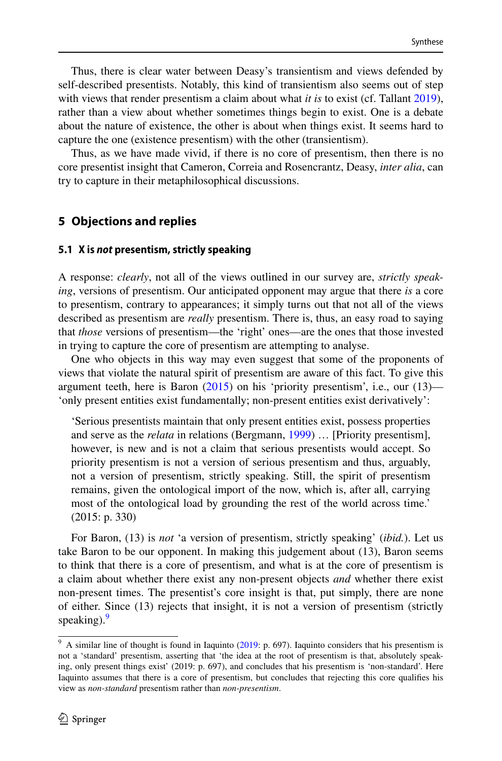Thus, there is clear water between Deasy's transientism and views defended by self-described presentists. Notably, this kind of transientism also seems out of step with views that render presentism a claim about what *it is* to exist (cf. Tallant 2019), rather than a view about whether sometimes things begin to exist. One is a debate about the nature of existence, the other is about when things exist. It seems hard to capture the one (existence presentism) with the other (transientism).

Thus, as we have made vivid, if there is no core of presentism, then there is no core presentist insight that Cameron, Correia and Rosencrantz, Deasy, *inter alia*, can try to capture in their metaphilosophical discussions.

## 5 Objections and replies

### 5.1 X is *not* presentism, strictly speaking

A response: *clearly*, not all of the views outlined in our survey are, *strictly speaking*, versions of presentism. Our anticipated opponent may argue that there *is* a core to presentism, contrary to appearances; it simply turns out that not all of the views described as presentism are *really* presentism. There is, thus, an easy road to saying that *those* versions of presentism—the 'right' ones—are the ones that those invested in trying to capture the core of presentism are attempting to analyse.

One who objects in this way may even suggest that some of the proponents of views that violate the natural spirit of presentism are aware of this fact. To give this argument teeth, here is Baron (2015) on his 'priority presentism', i.e., our (13)—'only present entities exist fundamentally; non-present entities exist derivatively':

> 'Serious presentists maintain that only present entities exist, possess properties and serve as the *relata* in relations (Bergmann, 1999) … [Priority presentism], however, is new and is not a claim that serious presentists would accept. So priority presentism is not a version of serious presentism and thus, arguably, not a version of presentism, strictly speaking. Still, the spirit of presentism remains, given the ontological import of the now, which is, after all, carrying most of the ontological load by grounding the rest of the world across time.' (2015: p. 330)

For Baron, (13) is *not* 'a version of presentism, strictly speaking' (*ibid.*). Let us take Baron to be our opponent. In making this judgement about (13), Baron seems to think that there is a core of presentism, and what is at the core of presentism is a claim about whether there exist any non-present objects *and* whether there exist non-present times. The presentist's core insight is that, put simply, there are none of either. Since (13) rejects that insight, it is not a version of presentism (strictly speaking).[9]

[9] A similar line of thought is found in Iaquinto (2019: p. 697). Iaquinto considers that his presentism is not a 'standard' presentism, asserting that 'the idea at the root of presentism is that, absolutely speaking, only present things exist' (2019: p. 697), and concludes that his presentism is 'non-standard'. Here Iaquinto assumes that there is a core of presentism, but concludes that rejecting this core qualifies his view as *non-standard* presentism rather than *non-presentism*.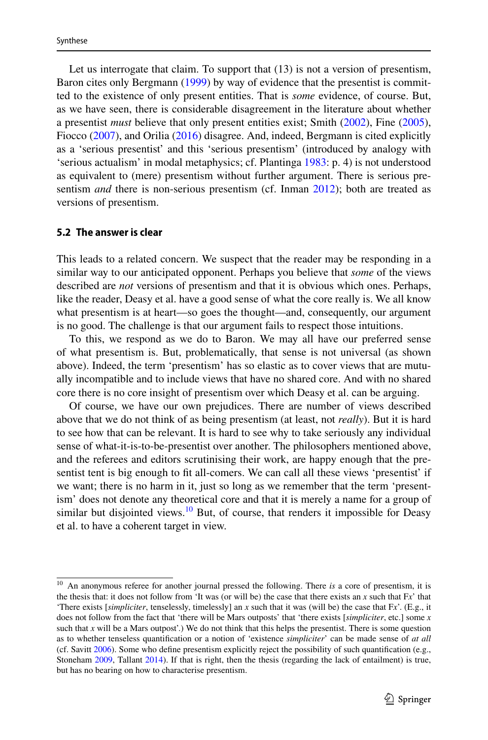Let us interrogate that claim. To support that (13) is not a version of presentism, Baron cites only Bergmann (1999) by way of evidence that the presentist is committed to the existence of only present entities. That is *some* evidence, of course. But, as we have seen, there is considerable disagreement in the literature about whether a presentist *must* believe that only present entities exist; Smith (2002), Fine (2005), Fiocco (2007), and Orilia (2016) disagree. And, indeed, Bergmann is cited explicitly as a 'serious presentist' and this 'serious presentism' (introduced by analogy with 'serious actualism' in modal metaphysics; cf. Plantinga 1983: p. 4) is not understood as equivalent to (mere) presentism without further argument. There is serious presentism *and* there is non-serious presentism (cf. Inman 2012); both are treated as versions of presentism.

### 5.2 The answer is clear

This leads to a related concern. We suspect that the reader may be responding in a similar way to our anticipated opponent. Perhaps you believe that *some* of the views described are *not* versions of presentism and that it is obvious which ones. Perhaps, like the reader, Deasy et al. have a good sense of what the core really is. We all know what presentism is at heart—so goes the thought—and, consequently, our argument is no good. The challenge is that our argument fails to respect those intuitions.

To this, we respond as we do to Baron. We may all have our preferred sense of what presentism is. But, problematically, that sense is not universal (as shown above). Indeed, the term 'presentism' has so elastic as to cover views that are mutually incompatible and to include views that have no shared core. And with no shared core there is no core insight of presentism over which Deasy et al. can be arguing.

Of course, we have our own prejudices. There are number of views described above that we do not think of as being presentism (at least, not *really*). But it is hard to see how that can be relevant. It is hard to see why to take seriously any individual sense of what-it-is-to-be-presentist over another. The philosophers mentioned above, and the referees and editors scrutinising their work, are happy enough that the presentist tent is big enough to fit all-comers. We can call all these views 'presentist' if we want; there is no harm in it, just so long as we remember that the term 'presentism' does not denote any theoretical core and that it is merely a name for a group of similar but disjointed views.[10] But, of course, that renders it impossible for Deasy et al. to have a coherent target in view.

---

[10] An anonymous referee for another journal pressed the following. There *is* a core of presentism, it is the thesis that: it does not follow from 'It was (or will be) the case that there exists an $x$ such that F$x$' that 'There exists [*simpliciter*, tenselessly, timelessly] an $x$ such that it was (will be) the case that F$x$'. (E.g., it does not follow from the fact that 'there will be Mars outposts' that 'there exists [*simpliciter*, etc.] some $x$ such that $x$ will be a Mars outpost'.) We do not think that this helps the presentist. There is some question as to whether tenseless quantification or a notion of 'existence *simpliciter*' can be made sense of *at all* (cf. Savitt 2006). Some who define presentism explicitly reject the possibility of such quantification (e.g., Stoneham 2009, Tallant 2014). If that is right, then the thesis (regarding the lack of entailment) is true, but has no bearing on how to characterise presentism.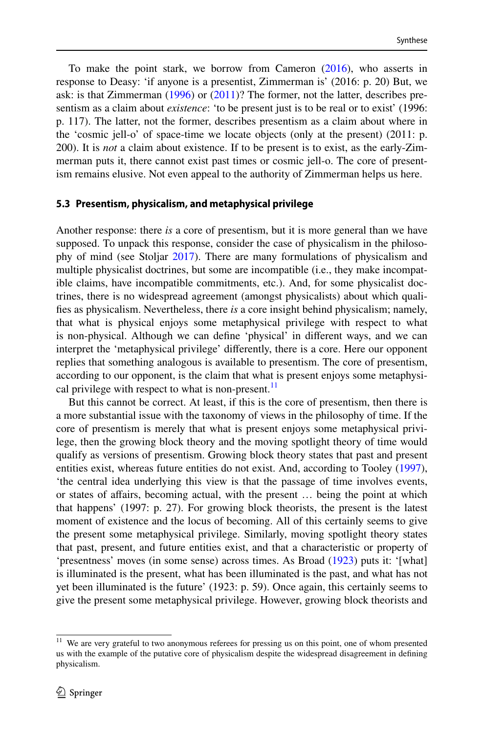To make the point stark, we borrow from Cameron (2016), who asserts in response to Deasy: 'if anyone is a presentist, Zimmerman is' (2016: p. 20) But, we ask: is that Zimmerman (1996) or (2011)? The former, not the latter, describes presentism as a claim about *existence*: 'to be present just is to be real or to exist' (1996: p. 117). The latter, not the former, describes presentism as a claim about where in the 'cosmic jell-o' of space-time we locate objects (only at the present) (2011: p. 200). It is *not* a claim about existence. If to be present is to exist, as the early-Zimmerman puts it, there cannot exist past times or cosmic jell-o. The core of presentism remains elusive. Not even appeal to the authority of Zimmerman helps us here.

### 5.3 Presentism, physicalism, and metaphysical privilege

Another response: there *is* a core of presentism, but it is more general than we have supposed. To unpack this response, consider the case of physicalism in the philosophy of mind (see Stoljar 2017). There are many formulations of physicalism and multiple physicalist doctrines, but some are incompatible (i.e., they make incompatible claims, have incompatible commitments, etc.). And, for some physicalist doctrines, there is no widespread agreement (amongst physicalists) about which qualifies as physicalism. Nevertheless, there *is* a core insight behind physicalism; namely, that what is physical enjoys some metaphysical privilege with respect to what is non-physical. Although we can define 'physical' in different ways, and we can interpret the 'metaphysical privilege' differently, there is a core. Here our opponent replies that something analogous is available to presentism. The core of presentism, according to our opponent, is the claim that what is present enjoys some metaphysical privilege with respect to what is non-present.[11]

But this cannot be correct. At least, if this is the core of presentism, then there is a more substantial issue with the taxonomy of views in the philosophy of time. If the core of presentism is merely that what is present enjoys some metaphysical privilege, then the growing block theory and the moving spotlight theory of time would qualify as versions of presentism. Growing block theory states that past and present entities exist, whereas future entities do not exist. And, according to Tooley (1997), 'the central idea underlying this view is that the passage of time involves events, or states of affairs, becoming actual, with the present … being the point at which that happens' (1997: p. 27). For growing block theorists, the present is the latest moment of existence and the locus of becoming. All of this certainly seems to give the present some metaphysical privilege. Similarly, moving spotlight theory states that past, present, and future entities exist, and that a characteristic or property of 'presentness' moves (in some sense) across times. As Broad (1923) puts it: '[what] is illuminated is the present, what has been illuminated is the past, and what has not yet been illuminated is the future' (1923: p. 59). Once again, this certainly seems to give the present some metaphysical privilege. However, growing block theorists and

---

[11] We are very grateful to two anonymous referees for pressing us on this point, one of whom presented us with the example of the putative core of physicalism despite the widespread disagreement in defining physicalism.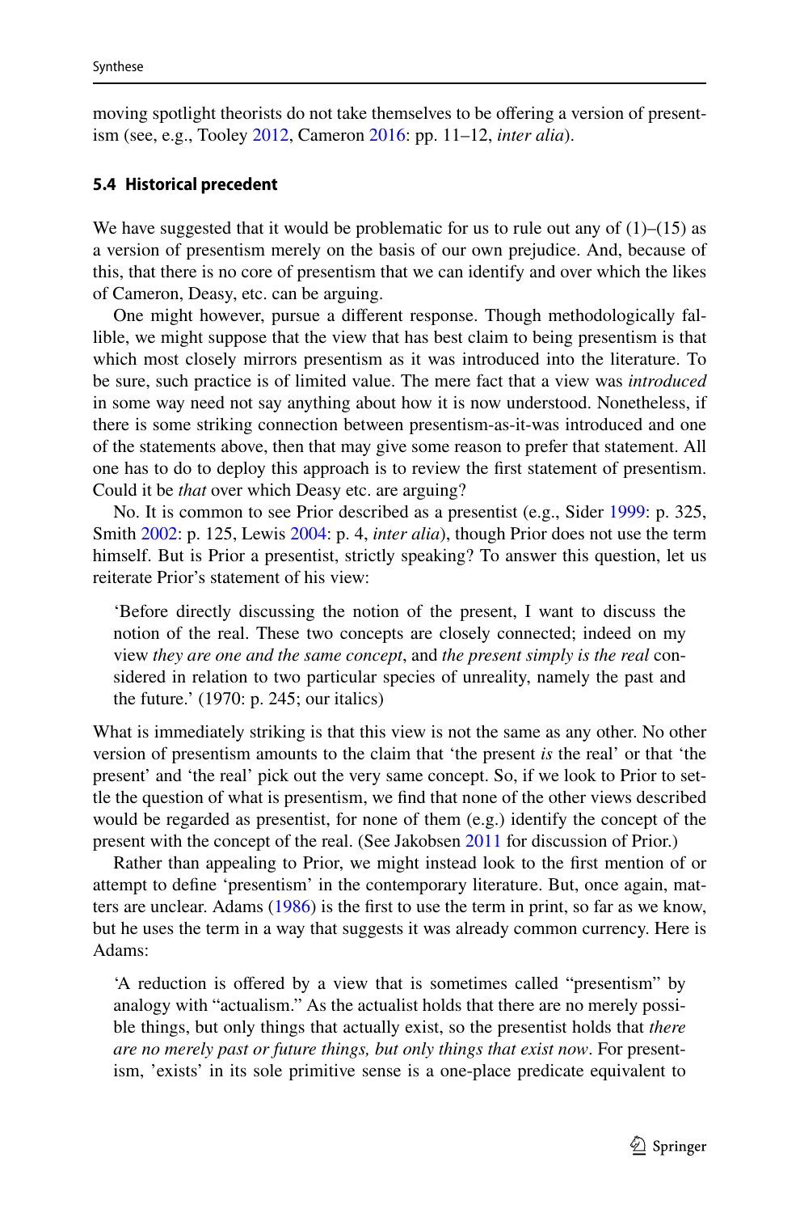moving spotlight theorists do not take themselves to be offering a version of presentism (see, e.g., Tooley 2012, Cameron 2016: pp. 11–12, *inter alia*).

### 5.4 Historical precedent

We have suggested that it would be problematic for us to rule out any of (1)–(15) as a version of presentism merely on the basis of our own prejudice. And, because of this, that there is no core of presentism that we can identify and over which the likes of Cameron, Deasy, etc. can be arguing.

One might however, pursue a different response. Though methodologically fallible, we might suppose that the view that has best claim to being presentism is that which most closely mirrors presentism as it was introduced into the literature. To be sure, such practice is of limited value. The mere fact that a view was *introduced* in some way need not say anything about how it is now understood. Nonetheless, if there is some striking connection between presentism-as-it-was introduced and one of the statements above, then that may give some reason to prefer that statement. All one has to do to deploy this approach is to review the first statement of presentism. Could it be *that* over which Deasy etc. are arguing?

No. It is common to see Prior described as a presentist (e.g., Sider 1999: p. 325, Smith 2002: p. 125, Lewis 2004: p. 4, *inter alia*), though Prior does not use the term himself. But is Prior a presentist, strictly speaking? To answer this question, let us reiterate Prior's statement of his view:

> 'Before directly discussing the notion of the present, I want to discuss the notion of the real. These two concepts are closely connected; indeed on my view *they are one and the same concept*, and *the present simply is the real* considered in relation to two particular species of unreality, namely the past and the future.' (1970: p. 245; our italics)

What is immediately striking is that this view is not the same as any other. No other version of presentism amounts to the claim that 'the present *is* the real' or that 'the present' and 'the real' pick out the very same concept. So, if we look to Prior to settle the question of what is presentism, we find that none of the other views described would be regarded as presentist, for none of them (e.g.) identify the concept of the present with the concept of the real. (See Jakobsen 2011 for discussion of Prior.)

Rather than appealing to Prior, we might instead look to the first mention of or attempt to define 'presentism' in the contemporary literature. But, once again, matters are unclear. Adams (1986) is the first to use the term in print, so far as we know, but he uses the term in a way that suggests it was already common currency. Here is Adams:

> 'A reduction is offered by a view that is sometimes called "presentism" by analogy with "actualism." As the actualist holds that there are no merely possible things, but only things that actually exist, so the presentist holds that *there are no merely past or future things, but only things that exist now*. For presentism, 'exists' in its sole primitive sense is a one-place predicate equivalent to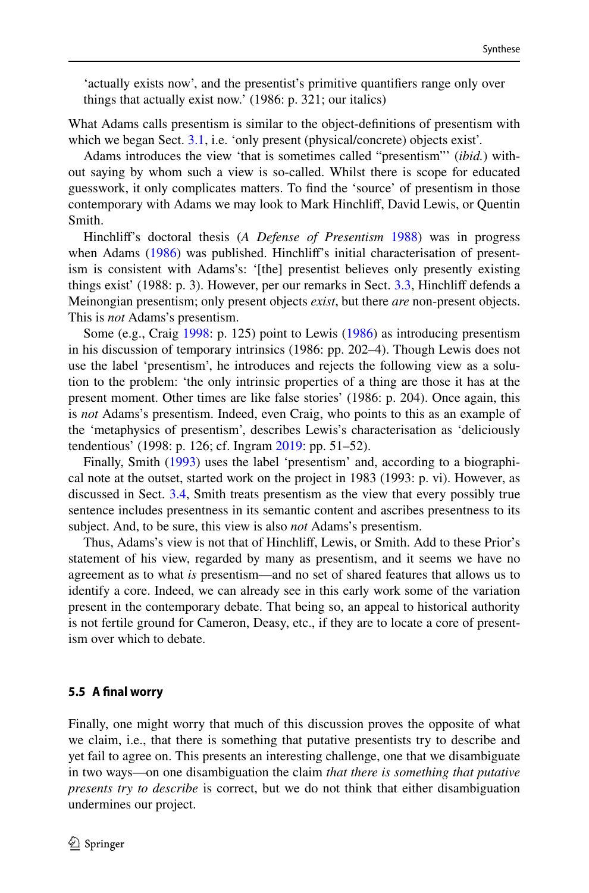'actually exists now', and the presentist's primitive quantifiers range only over things that actually exist now.' (1986: p. 321; our italics)

What Adams calls presentism is similar to the object-definitions of presentism with which we began Sect. 3.1, i.e. 'only present (physical/concrete) objects exist'.

Adams introduces the view 'that is sometimes called "presentism"' (*ibid.*) without saying by whom such a view is so-called. Whilst there is scope for educated guesswork, it only complicates matters. To find the 'source' of presentism in those contemporary with Adams we may look to Mark Hinchliff, David Lewis, or Quentin Smith.

Hinchliff's doctoral thesis (*A Defense of Presentism* 1988) was in progress when Adams (1986) was published. Hinchliff's initial characterisation of presentism is consistent with Adams's: '[the] presentist believes only presently existing things exist' (1988: p. 3). However, per our remarks in Sect. 3.3, Hinchliff defends a Meinongian presentism; only present objects *exist*, but there *are* non-present objects. This is *not* Adams's presentism.

Some (e.g., Craig 1998: p. 125) point to Lewis (1986) as introducing presentism in his discussion of temporary intrinsics (1986: pp. 202–4). Though Lewis does not use the label 'presentism', he introduces and rejects the following view as a solution to the problem: 'the only intrinsic properties of a thing are those it has at the present moment. Other times are like false stories' (1986: p. 204). Once again, this is *not* Adams's presentism. Indeed, even Craig, who points to this as an example of the 'metaphysics of presentism', describes Lewis's characterisation as 'deliciously tendentious' (1998: p. 126; cf. Ingram 2019: pp. 51–52).

Finally, Smith (1993) uses the label 'presentism' and, according to a biographical note at the outset, started work on the project in 1983 (1993: p. vi). However, as discussed in Sect. 3.4, Smith treats presentism as the view that every possibly true sentence includes presentness in its semantic content and ascribes presentness to its subject. And, to be sure, this view is also *not* Adams's presentism.

Thus, Adams's view is not that of Hinchliff, Lewis, or Smith. Add to these Prior's statement of his view, regarded by many as presentism, and it seems we have no agreement as to what *is* presentism—and no set of shared features that allows us to identify a core. Indeed, we can already see in this early work some of the variation present in the contemporary debate. That being so, an appeal to historical authority is not fertile ground for Cameron, Deasy, etc., if they are to locate a core of presentism over which to debate.

### 5.5 A final worry

Finally, one might worry that much of this discussion proves the opposite of what we claim, i.e., that there is something that putative presentists try to describe and yet fail to agree on. This presents an interesting challenge, one that we disambiguate in two ways—on one disambiguation the claim *that there is something that putative presents try to describe* is correct, but we do not think that either disambiguation undermines our project.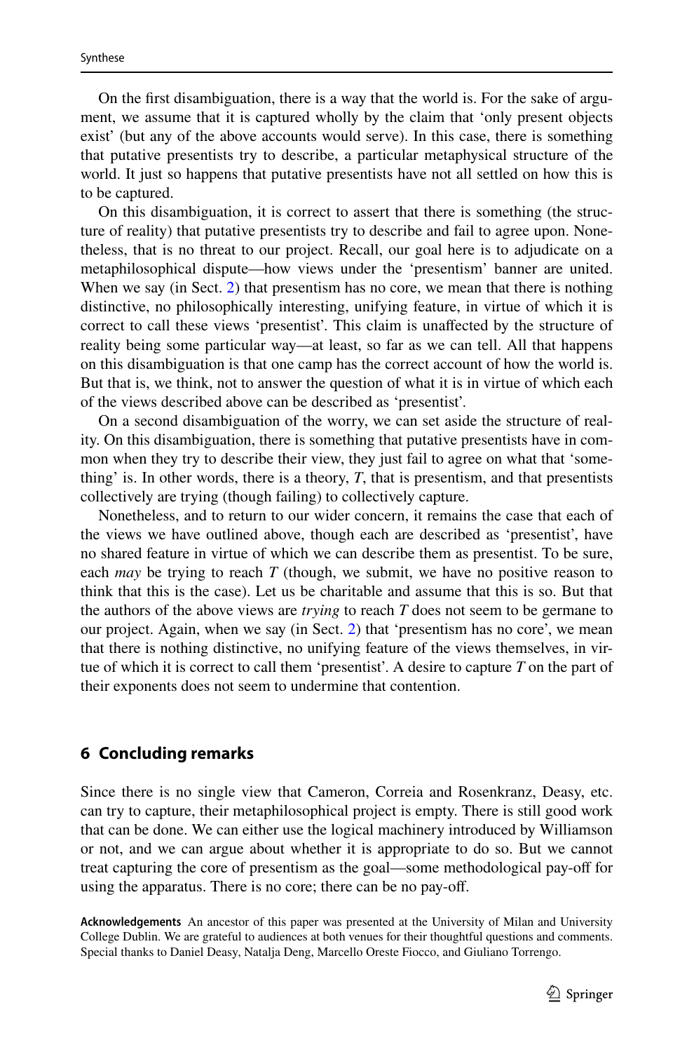On the first disambiguation, there is a way that the world is. For the sake of argument, we assume that it is captured wholly by the claim that 'only present objects exist' (but any of the above accounts would serve). In this case, there is something that putative presentists try to describe, a particular metaphysical structure of the world. It just so happens that putative presentists have not all settled on how this is to be captured.

On this disambiguation, it is correct to assert that there is something (the structure of reality) that putative presentists try to describe and fail to agree upon. Nonetheless, that is no threat to our project. Recall, our goal here is to adjudicate on a metaphilosophical dispute—how views under the 'presentism' banner are united. When we say (in Sect. 2) that presentism has no core, we mean that there is nothing distinctive, no philosophically interesting, unifying feature, in virtue of which it is correct to call these views 'presentist'. This claim is unaffected by the structure of reality being some particular way—at least, so far as we can tell. All that happens on this disambiguation is that one camp has the correct account of how the world is. But that is, we think, not to answer the question of what it is in virtue of which each of the views described above can be described as 'presentist'.

On a second disambiguation of the worry, we can set aside the structure of reality. On this disambiguation, there is something that putative presentists have in common when they try to describe their view, they just fail to agree on what that 'something' is. In other words, there is a theory, *T*, that is presentism, and that presentists collectively are trying (though failing) to collectively capture.

Nonetheless, and to return to our wider concern, it remains the case that each of the views we have outlined above, though each are described as 'presentist', have no shared feature in virtue of which we can describe them as presentist. To be sure, each *may* be trying to reach *T* (though, we submit, we have no positive reason to think that this is the case). Let us be charitable and assume that this is so. But that the authors of the above views are *trying* to reach *T* does not seem to be germane to our project. Again, when we say (in Sect. 2) that 'presentism has no core', we mean that there is nothing distinctive, no unifying feature of the views themselves, in virtue of which it is correct to call them 'presentist'. A desire to capture *T* on the part of their exponents does not seem to undermine that contention.

## 6 Concluding remarks

Since there is no single view that Cameron, Correia and Rosenkranz, Deasy, etc. can try to capture, their metaphilosophical project is empty. There is still good work that can be done. We can either use the logical machinery introduced by Williamson or not, and we can argue about whether it is appropriate to do so. But we cannot treat capturing the core of presentism as the goal—some methodological pay-off for using the apparatus. There is no core; there can be no pay-off.

**Acknowledgements** An ancestor of this paper was presented at the University of Milan and University College Dublin. We are grateful to audiences at both venues for their thoughtful questions and comments. Special thanks to Daniel Deasy, Natalja Deng, Marcello Oreste Fiocco, and Giuliano Torrengo.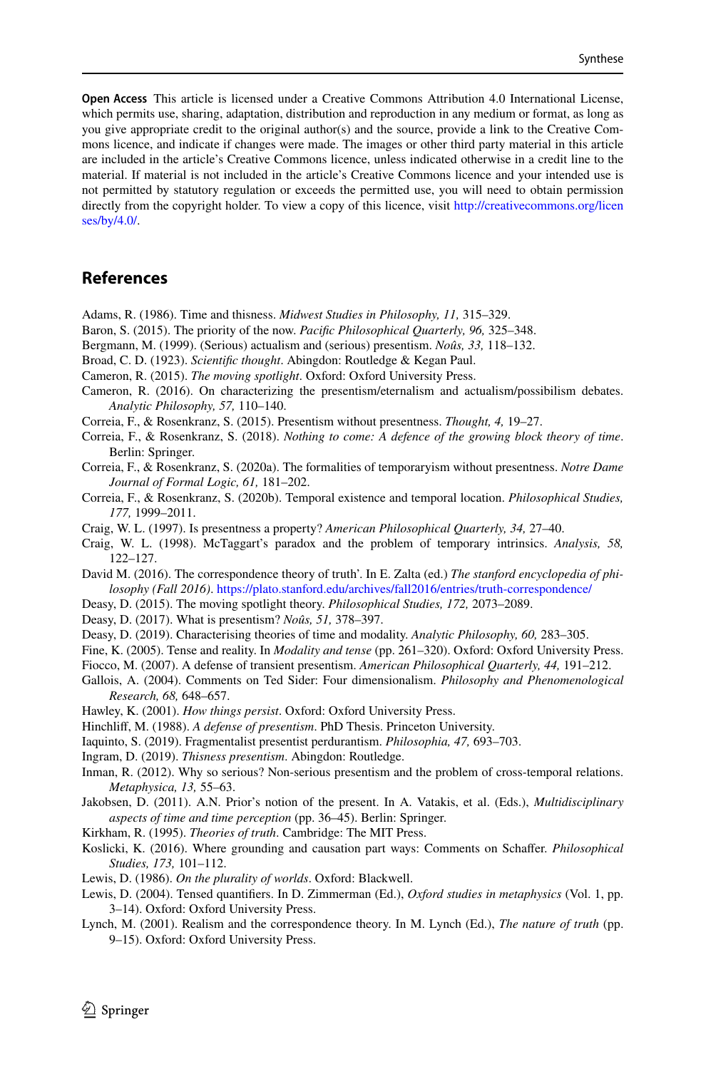**Open Access** This article is licensed under a Creative Commons Attribution 4.0 International License, which permits use, sharing, adaptation, distribution and reproduction in any medium or format, as long as you give appropriate credit to the original author(s) and the source, provide a link to the Creative Commons licence, and indicate if changes were made. The images or other third party material in this article are included in the article's Creative Commons licence, unless indicated otherwise in a credit line to the material. If material is not included in the article's Creative Commons licence and your intended use is not permitted by statutory regulation or exceeds the permitted use, you will need to obtain permission directly from the copyright holder. To view a copy of this licence, visit http://creativecommons.org/licenses/by/4.0/.

## References

Adams, R. (1986). Time and thisness. *Midwest Studies in Philosophy, 11,* 315–329.

Baron, S. (2015). The priority of the now. *Pacific Philosophical Quarterly, 96,* 325–348.

Bergmann, M. (1999). (Serious) actualism and (serious) presentism. *Noûs, 33,* 118–132.

Broad, C. D. (1923). *Scientific thought*. Abingdon: Routledge & Kegan Paul.

Cameron, R. (2015). *The moving spotlight*. Oxford: Oxford University Press.

Cameron, R. (2016). On characterizing the presentism/eternalism and actualism/possibilism debates. *Analytic Philosophy, 57,* 110–140.

Correia, F., & Rosenkranz, S. (2015). Presentism without presentness. *Thought, 4,* 19–27.

Correia, F., & Rosenkranz, S. (2018). *Nothing to come: A defence of the growing block theory of time*. Berlin: Springer.

Correia, F., & Rosenkranz, S. (2020a). The formalities of temporaryism without presentness. *Notre Dame Journal of Formal Logic, 61,* 181–202.

Correia, F., & Rosenkranz, S. (2020b). Temporal existence and temporal location. *Philosophical Studies, 177,* 1999–2011.

Craig, W. L. (1997). Is presentness a property? *American Philosophical Quarterly, 34,* 27–40.

Craig, W. L. (1998). McTaggart's paradox and the problem of temporary intrinsics. *Analysis, 58,* 122–127.

David M. (2016). The correspondence theory of truth'. In E. Zalta (ed.) *The stanford encyclopedia of philosophy (Fall 2016)*. https://plato.stanford.edu/archives/fall2016/entries/truth-correspondence/

Deasy, D. (2015). The moving spotlight theory. *Philosophical Studies, 172,* 2073–2089.

Deasy, D. (2017). What is presentism? *Noûs, 51,* 378–397.

Deasy, D. (2019). Characterising theories of time and modality. *Analytic Philosophy, 60,* 283–305.

Fine, K. (2005). Tense and reality. In *Modality and tense* (pp. 261–320). Oxford: Oxford University Press.

Fiocco, M. (2007). A defense of transient presentism. *American Philosophical Quarterly, 44,* 191–212.

Gallois, A. (2004). Comments on Ted Sider: Four dimensionalism. *Philosophy and Phenomenological Research, 68,* 648–657.

Hawley, K. (2001). *How things persist*. Oxford: Oxford University Press.

Hinchliff, M. (1988). *A defense of presentism*. PhD Thesis. Princeton University.

Iaquinto, S. (2019). Fragmentalist presentist perdurantism. *Philosophia, 47,* 693–703.

Ingram, D. (2019). *Thisness presentism*. Abingdon: Routledge.

Inman, R. (2012). Why so serious? Non-serious presentism and the problem of cross-temporal relations. *Metaphysica, 13,* 55–63.

Jakobsen, D. (2011). A.N. Prior's notion of the present. In A. Vatakis, et al. (Eds.), *Multidisciplinary aspects of time and time perception* (pp. 36–45). Berlin: Springer.

Kirkham, R. (1995). *Theories of truth*. Cambridge: The MIT Press.

Koslicki, K. (2016). Where grounding and causation part ways: Comments on Schaffer. *Philosophical Studies, 173,* 101–112.

Lewis, D. (1986). *On the plurality of worlds*. Oxford: Blackwell.

Lewis, D. (2004). Tensed quantifiers. In D. Zimmerman (Ed.), *Oxford studies in metaphysics* (Vol. 1, pp. 3–14). Oxford: Oxford University Press.

Lynch, M. (2001). Realism and the correspondence theory. In M. Lynch (Ed.), *The nature of truth* (pp. 9–15). Oxford: Oxford University Press.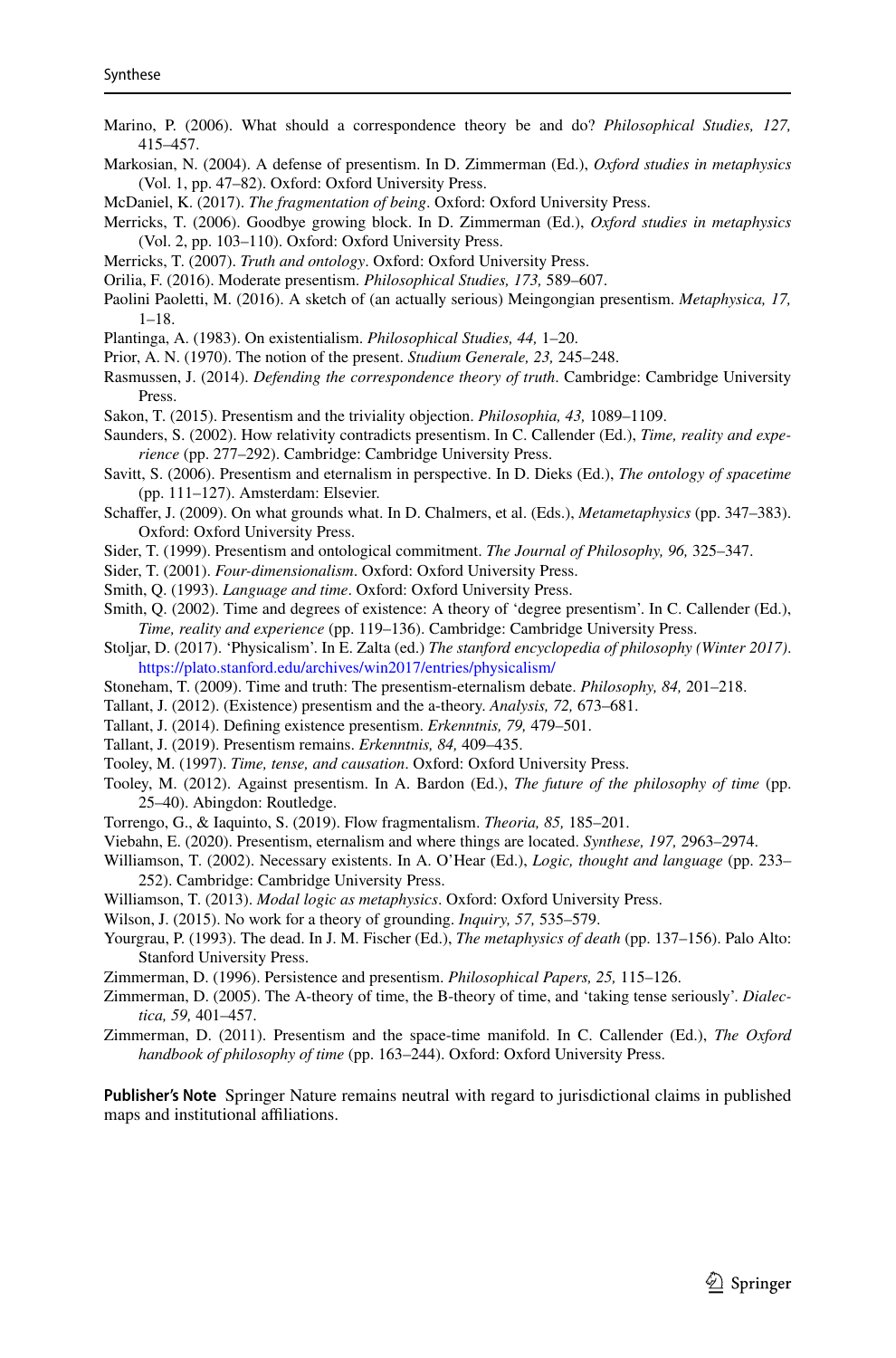Marino, P. (2006). What should a correspondence theory be and do? *Philosophical Studies, 127,* 415–457.

Markosian, N. (2004). A defense of presentism. In D. Zimmerman (Ed.), *Oxford studies in metaphysics* (Vol. 1, pp. 47–82). Oxford: Oxford University Press.

McDaniel, K. (2017). *The fragmentation of being*. Oxford: Oxford University Press.

Merricks, T. (2006). Goodbye growing block. In D. Zimmerman (Ed.), *Oxford studies in metaphysics* (Vol. 2, pp. 103–110). Oxford: Oxford University Press.

Merricks, T. (2007). *Truth and ontology*. Oxford: Oxford University Press.

Orilia, F. (2016). Moderate presentism. *Philosophical Studies, 173,* 589–607.

Paolini Paoletti, M. (2016). A sketch of (an actually serious) Meingongian presentism. *Metaphysica, 17,* 1–18.

Plantinga, A. (1983). On existentialism. *Philosophical Studies, 44,* 1–20.

Prior, A. N. (1970). The notion of the present. *Studium Generale, 23,* 245–248.

Rasmussen, J. (2014). *Defending the correspondence theory of truth*. Cambridge: Cambridge University Press.

Sakon, T. (2015). Presentism and the triviality objection. *Philosophia, 43,* 1089–1109.

Saunders, S. (2002). How relativity contradicts presentism. In C. Callender (Ed.), *Time, reality and experience* (pp. 277–292). Cambridge: Cambridge University Press.

Savitt, S. (2006). Presentism and eternalism in perspective. In D. Dieks (Ed.), *The ontology of spacetime* (pp. 111–127). Amsterdam: Elsevier.

Schaffer, J. (2009). On what grounds what. In D. Chalmers, et al. (Eds.), *Metametaphysics* (pp. 347–383). Oxford: Oxford University Press.

Sider, T. (1999). Presentism and ontological commitment. *The Journal of Philosophy, 96,* 325–347.

Sider, T. (2001). *Four-dimensionalism*. Oxford: Oxford University Press.

Smith, Q. (1993). *Language and time*. Oxford: Oxford University Press.

Smith, Q. (2002). Time and degrees of existence: A theory of 'degree presentism'. In C. Callender (Ed.), *Time, reality and experience* (pp. 119–136). Cambridge: Cambridge University Press.

Stoljar, D. (2017). 'Physicalism'. In E. Zalta (ed.) *The stanford encyclopedia of philosophy (Winter 2017)*. https://plato.stanford.edu/archives/win2017/entries/physicalism/

Stoneham, T. (2009). Time and truth: The presentism-eternalism debate. *Philosophy, 84,* 201–218.

Tallant, J. (2012). (Existence) presentism and the a-theory. *Analysis, 72,* 673–681.

Tallant, J. (2014). Defining existence presentism. *Erkenntnis, 79,* 479–501.

Tallant, J. (2019). Presentism remains. *Erkenntnis, 84,* 409–435.

Tooley, M. (1997). *Time, tense, and causation*. Oxford: Oxford University Press.

Tooley, M. (2012). Against presentism. In A. Bardon (Ed.), *The future of the philosophy of time* (pp. 25–40). Abingdon: Routledge.

Torrengo, G., & Iaquinto, S. (2019). Flow fragmentalism. *Theoria, 85,* 185–201.

Viebahn, E. (2020). Presentism, eternalism and where things are located. *Synthese, 197,* 2963–2974.

Williamson, T. (2002). Necessary existents. In A. O'Hear (Ed.), *Logic, thought and language* (pp. 233–252). Cambridge: Cambridge University Press.

Williamson, T. (2013). *Modal logic as metaphysics*. Oxford: Oxford University Press.

Wilson, J. (2015). No work for a theory of grounding. *Inquiry, 57,* 535–579.

Yourgrau, P. (1993). The dead. In J. M. Fischer (Ed.), *The metaphysics of death* (pp. 137–156). Palo Alto: Stanford University Press.

Zimmerman, D. (1996). Persistence and presentism. *Philosophical Papers, 25,* 115–126.

Zimmerman, D. (2005). The A-theory of time, the B-theory of time, and 'taking tense seriously'. *Dialectica, 59,* 401–457.

Zimmerman, D. (2011). Presentism and the space-time manifold. In C. Callender (Ed.), *The Oxford handbook of philosophy of time* (pp. 163–244). Oxford: Oxford University Press.

**Publisher's Note** Springer Nature remains neutral with regard to jurisdictional claims in published maps and institutional affiliations.